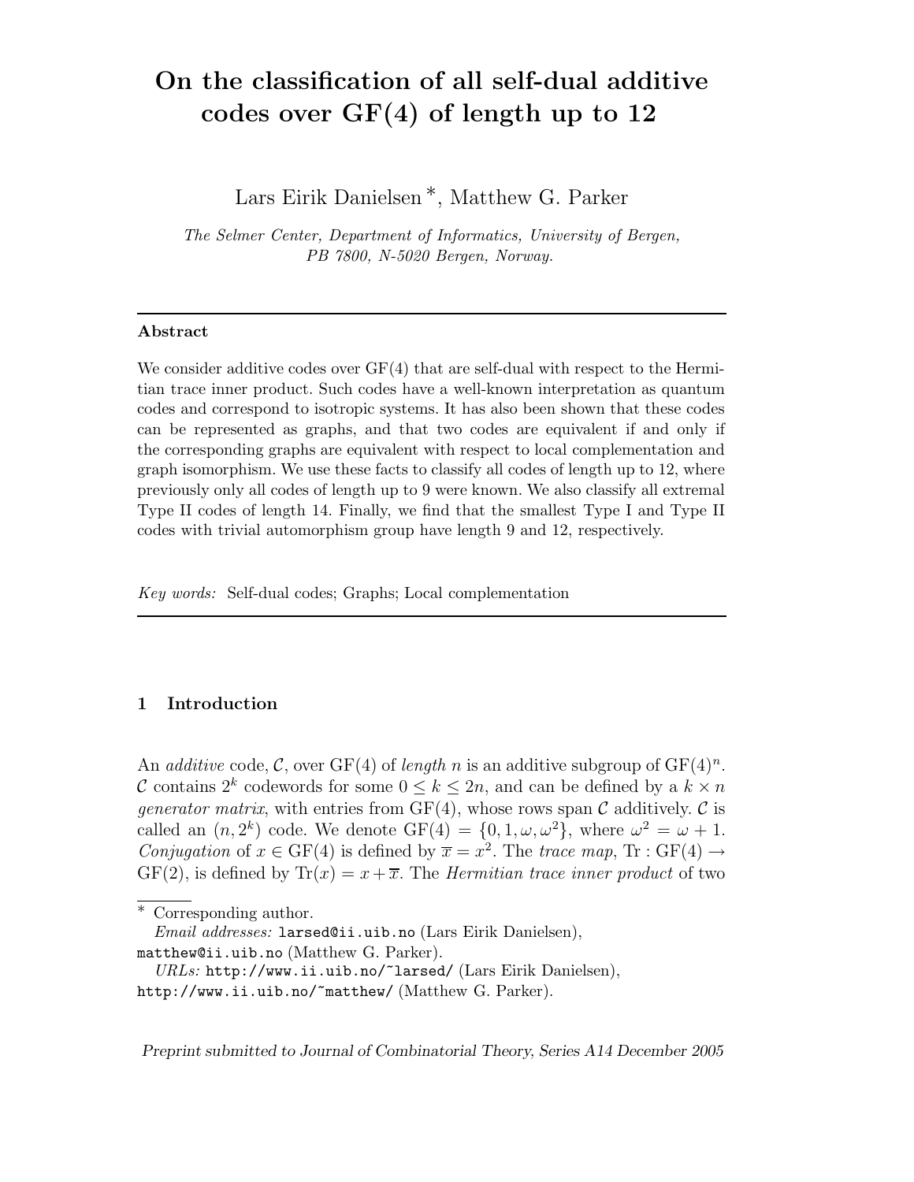# On the classification of all self-dual additive codes over GF(4) of length up to 12

Lars Eirik Danielsen [*], Matthew G. Parker

*The Selmer Center, Department of Informatics, University of Bergen, PB 7800, N-5020 Bergen, Norway.*

---

**Abstract**

We consider additive codes over GF(4) that are self-dual with respect to the Hermitian trace inner product. Such codes have a well-known interpretation as quantum codes and correspond to isotropic systems. It has also been shown that these codes can be represented as graphs, and that two codes are equivalent if and only if the corresponding graphs are equivalent with respect to local complementation and graph isomorphism. We use these facts to classify all codes of length up to 12, where previously only all codes of length up to 9 were known. We also classify all extremal Type II codes of length 14. Finally, we find that the smallest Type I and Type II codes with trivial automorphism group have length 9 and 12, respectively.

*Key words:* Self-dual codes; Graphs; Local complementation

---

## 1 Introduction

An *additive* code, $\mathcal{C}$, over GF(4) of *length* $n$ is an additive subgroup of $\text{GF}(4)^n$. $\mathcal{C}$ contains $2^k$ codewords for some $0 \leq k \leq 2n$, and can be defined by a $k \times n$ *generator matrix*, with entries from GF(4), whose rows span $\mathcal{C}$ additively. $\mathcal{C}$ is called an $(n, 2^k)$ code. We denote $\text{GF}(4) = \{0, 1, \omega, \omega^2\}$, where $\omega^2 = \omega + 1$. *Conjugation* of $x \in \text{GF}(4)$ is defined by $\overline{x} = x^2$. The *trace map*, $\text{Tr} : \text{GF}(4) \to \text{GF}(2)$, is defined by $\text{Tr}(x) = x + \overline{x}$. The *Hermitian trace inner product* of two

---

[*] Corresponding author.
*Email addresses:* `larsed@ii.uib.no` (Lars Eirik Danielsen), `matthew@ii.uib.no` (Matthew G. Parker).
*URLs:* `http://www.ii.uib.no/~larsed/` (Lars Eirik Danielsen), `http://www.ii.uib.no/~matthew/` (Matthew G. Parker).

*Preprint submitted to Journal of Combinatorial Theory, Series A 14 December 2005*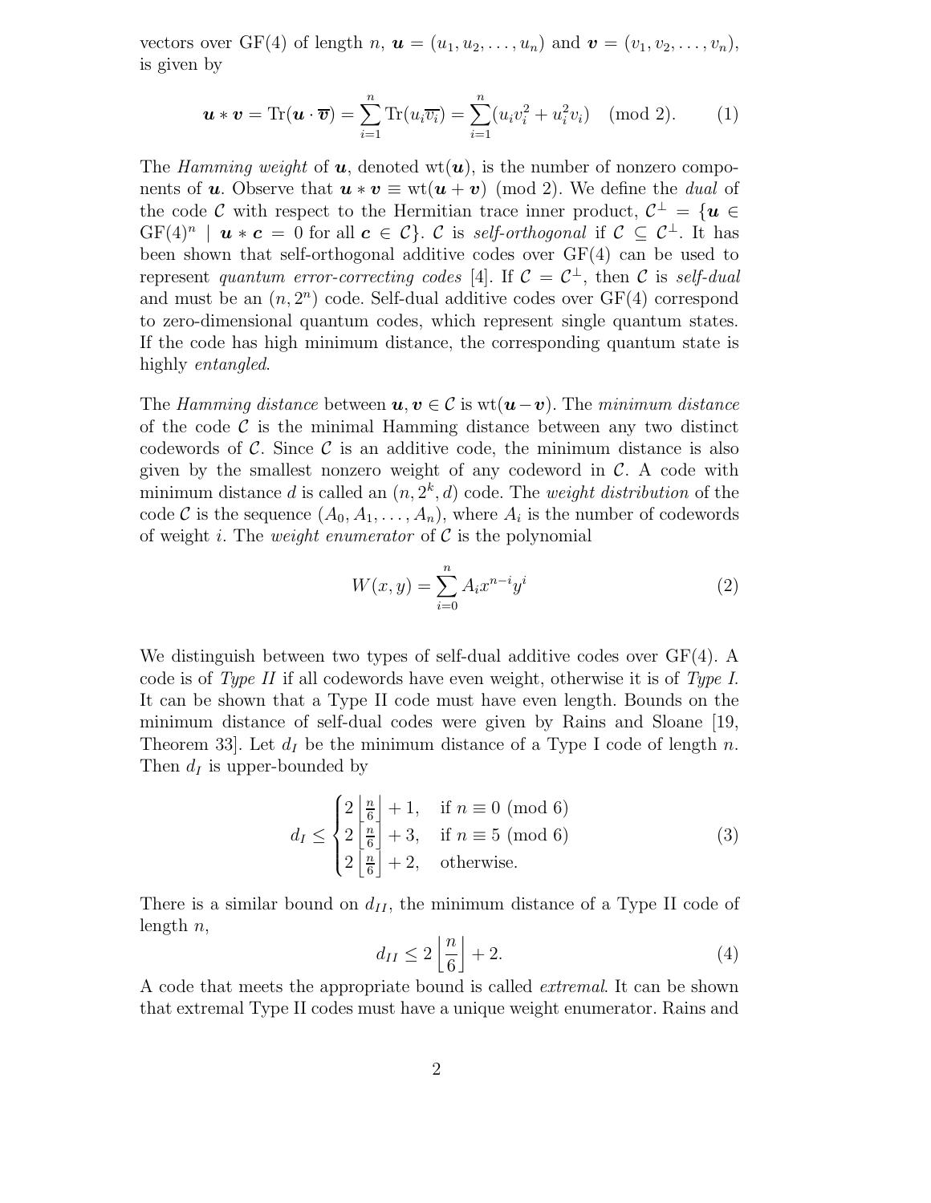vectors over GF(4) of length $n$, $\boldsymbol{u} = (u_1, u_2, \ldots, u_n)$ and $\boldsymbol{v} = (v_1, v_2, \ldots, v_n)$, is given by

$$\boldsymbol{u} * \boldsymbol{v} = \operatorname{Tr}(\boldsymbol{u} \cdot \overline{\boldsymbol{v}}) = \sum_{i=1}^{n} \operatorname{Tr}(u_i \overline{v_i}) = \sum_{i=1}^{n} (u_i v_i^2 + u_i^2 v_i) \pmod 2. \tag{1}$$

The *Hamming weight* of $\boldsymbol{u}$, denoted $\operatorname{wt}(\boldsymbol{u})$, is the number of nonzero components of $\boldsymbol{u}$. Observe that $\boldsymbol{u} * \boldsymbol{v} \equiv \operatorname{wt}(\boldsymbol{u} + \boldsymbol{v}) \pmod 2$. We define the *dual* of the code $\mathcal{C}$ with respect to the Hermitian trace inner product, $\mathcal{C}^\perp = \{\boldsymbol{u} \in \mathrm{GF}(4)^n \mid \boldsymbol{u} * \boldsymbol{c} = 0 \text{ for all } \boldsymbol{c} \in \mathcal{C}\}$. $\mathcal{C}$ is *self-orthogonal* if $\mathcal{C} \subseteq \mathcal{C}^\perp$. It has been shown that self-orthogonal additive codes over GF(4) can be used to represent *quantum error-correcting codes* [4]. If $\mathcal{C} = \mathcal{C}^\perp$, then $\mathcal{C}$ is *self-dual* and must be an $(n, 2^n)$ code. Self-dual additive codes over GF(4) correspond to zero-dimensional quantum codes, which represent single quantum states. If the code has high minimum distance, the corresponding quantum state is highly *entangled*.

The *Hamming distance* between $\boldsymbol{u}, \boldsymbol{v} \in \mathcal{C}$ is $\operatorname{wt}(\boldsymbol{u} - \boldsymbol{v})$. The *minimum distance* of the code $\mathcal{C}$ is the minimal Hamming distance between any two distinct codewords of $\mathcal{C}$. Since $\mathcal{C}$ is an additive code, the minimum distance is also given by the smallest nonzero weight of any codeword in $\mathcal{C}$. A code with minimum distance $d$ is called an $(n, 2^k, d)$ code. The *weight distribution* of the code $\mathcal{C}$ is the sequence $(A_0, A_1, \ldots, A_n)$, where $A_i$ is the number of codewords of weight $i$. The *weight enumerator* of $\mathcal{C}$ is the polynomial

$$W(x, y) = \sum_{i=0}^{n} A_i x^{n-i} y^i \tag{2}$$

We distinguish between two types of self-dual additive codes over GF(4). A code is of *Type II* if all codewords have even weight, otherwise it is of *Type I*. It can be shown that a Type II code must have even length. Bounds on the minimum distance of self-dual codes were given by Rains and Sloane [19, Theorem 33]. Let $d_I$ be the minimum distance of a Type I code of length $n$. Then $d_I$ is upper-bounded by

$$d_I \leq \begin{cases} 2\left\lfloor \frac{n}{6} \right\rfloor + 1, & \text{if } n \equiv 0 \pmod 6 \\ 2\left\lfloor \frac{n}{6} \right\rfloor + 3, & \text{if } n \equiv 5 \pmod 6 \\ 2\left\lfloor \frac{n}{6} \right\rfloor + 2, & \text{otherwise.} \end{cases} \tag{3}$$

There is a similar bound on $d_{II}$, the minimum distance of a Type II code of length $n$,

$$d_{II} \leq 2\left\lfloor \frac{n}{6} \right\rfloor + 2. \tag{4}$$

A code that meets the appropriate bound is called *extremal*. It can be shown that extremal Type II codes must have a unique weight enumerator. Rains and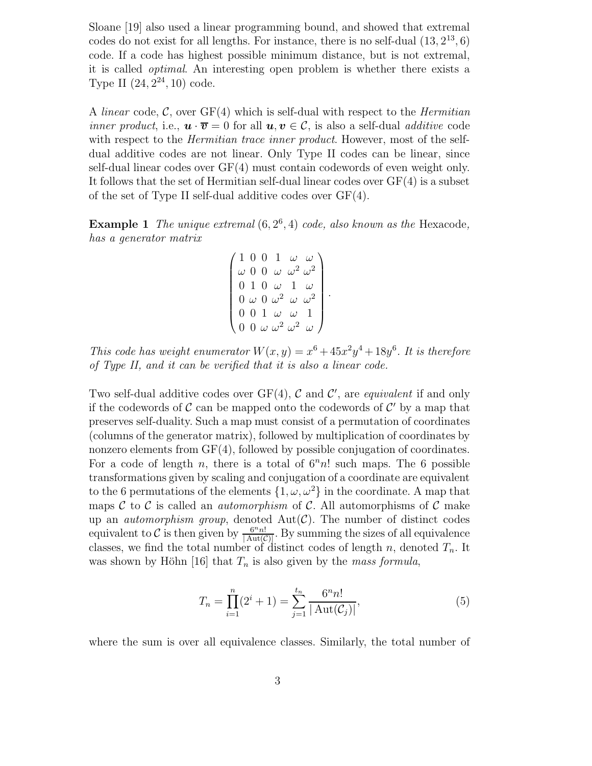Sloane [19] also used a linear programming bound, and showed that extremal codes do not exist for all lengths. For instance, there is no self-dual $(13, 2^{13}, 6)$ code. If a code has highest possible minimum distance, but is not extremal, it is called *optimal*. An interesting open problem is whether there exists a Type II $(24, 2^{24}, 10)$ code.

A *linear* code, $\mathcal{C}$, over GF(4) which is self-dual with respect to the *Hermitian inner product*, i.e., $\boldsymbol{u} \cdot \overline{\boldsymbol{v}} = 0$ for all $\boldsymbol{u}, \boldsymbol{v} \in \mathcal{C}$, is also a self-dual *additive* code with respect to the *Hermitian trace inner product*. However, most of the self-dual additive codes are not linear. Only Type II codes can be linear, since self-dual linear codes over GF(4) must contain codewords of even weight only. It follows that the set of Hermitian self-dual linear codes over GF(4) is a subset of the set of Type II self-dual additive codes over GF(4).

**Example 1** *The unique extremal $(6, 2^6, 4)$ code, also known as the* Hexacode*, has a generator matrix*

$$\begin{pmatrix} 1 & 0 & 0 & 1 & \omega & \omega \\ \omega & 0 & 0 & \omega & \omega^2 & \omega^2 \\ 0 & 1 & 0 & \omega & 1 & \omega \\ 0 & \omega & 0 & \omega^2 & \omega & \omega^2 \\ 0 & 0 & 1 & \omega & \omega & 1 \\ 0 & 0 & \omega & \omega^2 & \omega^2 & \omega \end{pmatrix}.$$

*This code has weight enumerator $W(x, y) = x^6 + 45x^2y^4 + 18y^6$. It is therefore of Type II, and it can be verified that it is also a linear code.*

Two self-dual additive codes over GF(4), $\mathcal{C}$ and $\mathcal{C}'$, are *equivalent* if and only if the codewords of $\mathcal{C}$ can be mapped onto the codewords of $\mathcal{C}'$ by a map that preserves self-duality. Such a map must consist of a permutation of coordinates (columns of the generator matrix), followed by multiplication of coordinates by nonzero elements from GF(4), followed by possible conjugation of coordinates. For a code of length $n$, there is a total of $6^n n!$ such maps. The 6 possible transformations given by scaling and conjugation of a coordinate are equivalent to the 6 permutations of the elements $\{1, \omega, \omega^2\}$ in the coordinate. A map that maps $\mathcal{C}$ to $\mathcal{C}$ is called an *automorphism* of $\mathcal{C}$. All automorphisms of $\mathcal{C}$ make up an *automorphism group*, denoted $\mathrm{Aut}(\mathcal{C})$. The number of distinct codes equivalent to $\mathcal{C}$ is then given by $\frac{6^n n!}{|\mathrm{Aut}(\mathcal{C})|}$. By summing the sizes of all equivalence classes, we find the total number of distinct codes of length $n$, denoted $T_n$. It was shown by Höhn [16] that $T_n$ is also given by the *mass formula*,

$$T_n = \prod_{i=1}^{n} (2^i + 1) = \sum_{j=1}^{t_n} \frac{6^n n!}{|\mathrm{Aut}(\mathcal{C}_j)|}, \tag{5}$$

where the sum is over all equivalence classes. Similarly, the total number of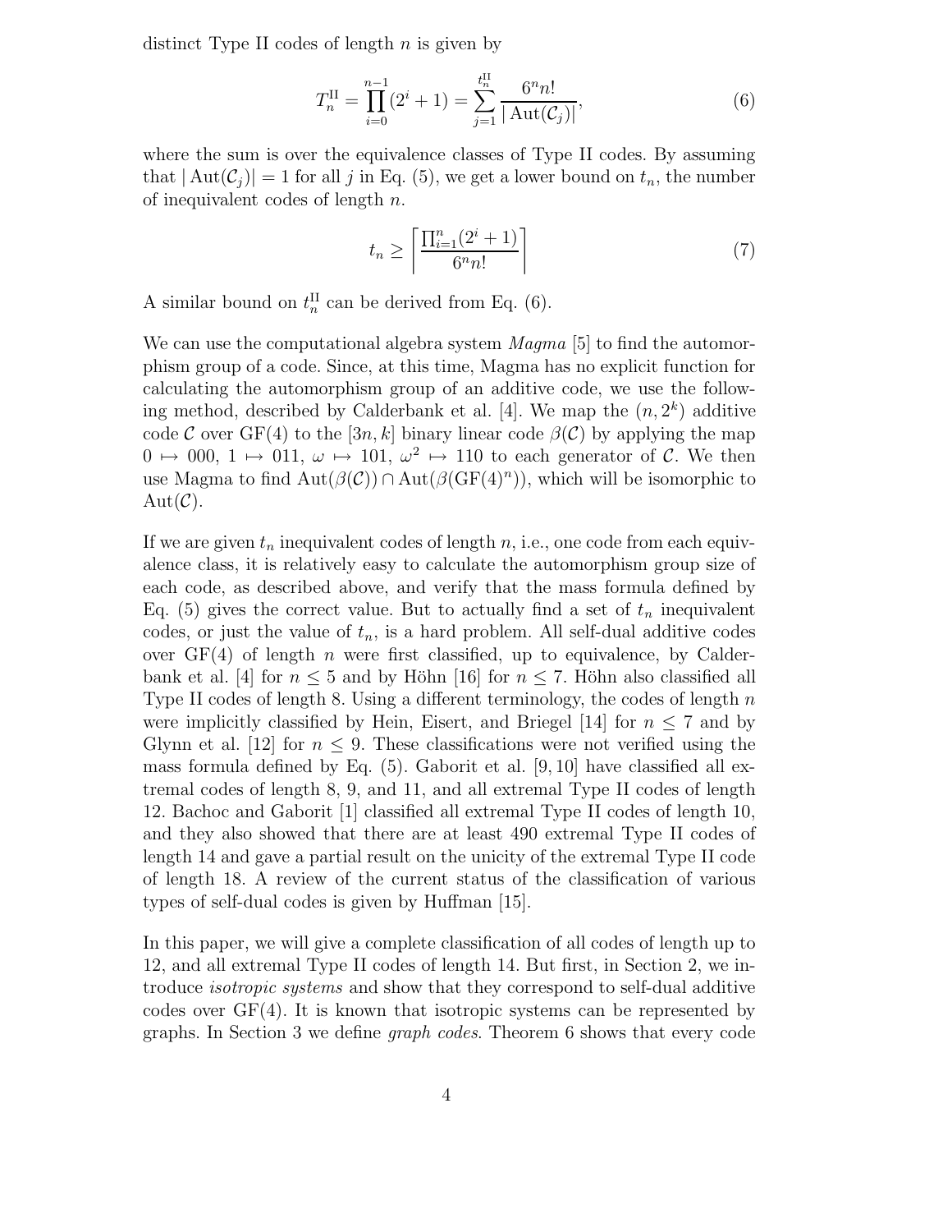distinct Type II codes of length $n$ is given by

$$T_n^{\mathrm{II}} = \prod_{i=0}^{n-1}(2^i+1) = \sum_{j=1}^{t_n^{\mathrm{II}}} \frac{6^n n!}{|\operatorname{Aut}(\mathcal{C}_j)|}, \tag{6}$$

where the sum is over the equivalence classes of Type II codes. By assuming that $|\operatorname{Aut}(\mathcal{C}_j)| = 1$ for all $j$ in Eq. (5), we get a lower bound on $t_n$, the number of inequivalent codes of length $n$.

$$t_n \geq \left\lceil \frac{\prod_{i=1}^{n}(2^i+1)}{6^n n!} \right\rceil \tag{7}$$

A similar bound on $t_n^{\mathrm{II}}$ can be derived from Eq. (6).

We can use the computational algebra system *Magma* [5] to find the automorphism group of a code. Since, at this time, Magma has no explicit function for calculating the automorphism group of an additive code, we use the following method, described by Calderbank et al. [4]. We map the $(n, 2^k)$ additive code $\mathcal{C}$ over GF(4) to the $[3n, k]$ binary linear code $\beta(\mathcal{C})$ by applying the map $0 \mapsto 000$, $1 \mapsto 011$, $\omega \mapsto 101$, $\omega^2 \mapsto 110$ to each generator of $\mathcal{C}$. We then use Magma to find $\operatorname{Aut}(\beta(\mathcal{C})) \cap \operatorname{Aut}(\beta(\mathrm{GF}(4)^n))$, which will be isomorphic to $\operatorname{Aut}(\mathcal{C})$.

If we are given $t_n$ inequivalent codes of length $n$, i.e., one code from each equivalence class, it is relatively easy to calculate the automorphism group size of each code, as described above, and verify that the mass formula defined by Eq. (5) gives the correct value. But to actually find a set of $t_n$ inequivalent codes, or just the value of $t_n$, is a hard problem. All self-dual additive codes over GF(4) of length $n$ were first classified, up to equivalence, by Calderbank et al. [4] for $n \leq 5$ and by Höhn [16] for $n \leq 7$. Höhn also classified all Type II codes of length 8. Using a different terminology, the codes of length $n$ were implicitly classified by Hein, Eisert, and Briegel [14] for $n \leq 7$ and by Glynn et al. [12] for $n \leq 9$. These classifications were not verified using the mass formula defined by Eq. (5). Gaborit et al. [9, 10] have classified all extremal codes of length 8, 9, and 11, and all extremal Type II codes of length 12. Bachoc and Gaborit [1] classified all extremal Type II codes of length 10, and they also showed that there are at least 490 extremal Type II codes of length 14 and gave a partial result on the unicity of the extremal Type II code of length 18. A review of the current status of the classification of various types of self-dual codes is given by Huffman [15].

In this paper, we will give a complete classification of all codes of length up to 12, and all extremal Type II codes of length 14. But first, in Section 2, we introduce *isotropic systems* and show that they correspond to self-dual additive codes over GF(4). It is known that isotropic systems can be represented by graphs. In Section 3 we define *graph codes*. Theorem 6 shows that every code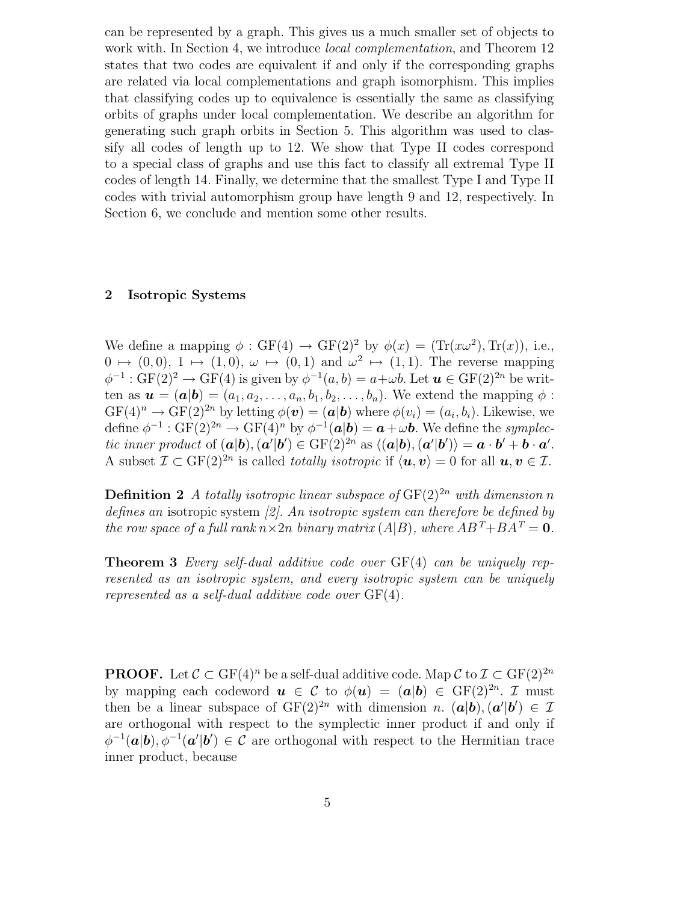can be represented by a graph. This gives us a much smaller set of objects to work with. In Section 4, we introduce *local complementation*, and Theorem 12 states that two codes are equivalent if and only if the corresponding graphs are related via local complementations and graph isomorphism. This implies that classifying codes up to equivalence is essentially the same as classifying orbits of graphs under local complementation. We describe an algorithm for generating such graph orbits in Section 5. This algorithm was used to classify all codes of length up to 12. We show that Type II codes correspond to a special class of graphs and use this fact to classify all extremal Type II codes of length 14. Finally, we determine that the smallest Type I and Type II codes with trivial automorphism group have length 9 and 12, respectively. In Section 6, we conclude and mention some other results.

## 2 Isotropic Systems

We define a mapping $\phi : \mathrm{GF}(4) \to \mathrm{GF}(2)^2$ by $\phi(x) = (\mathrm{Tr}(x\omega^2), \mathrm{Tr}(x))$, i.e., $0 \mapsto (0,0)$, $1 \mapsto (1,0)$, $\omega \mapsto (0,1)$ and $\omega^2 \mapsto (1,1)$. The reverse mapping $\phi^{-1} : \mathrm{GF}(2)^2 \to \mathrm{GF}(4)$ is given by $\phi^{-1}(a,b) = a + \omega b$. Let $\boldsymbol{u} \in \mathrm{GF}(2)^{2n}$ be written as $\boldsymbol{u} = (\boldsymbol{a}|\boldsymbol{b}) = (a_1, a_2, \ldots, a_n, b_1, b_2, \ldots, b_n)$. We extend the mapping $\phi : \mathrm{GF}(4)^n \to \mathrm{GF}(2)^{2n}$ by letting $\phi(\boldsymbol{v}) = (\boldsymbol{a}|\boldsymbol{b})$ where $\phi(v_i) = (a_i, b_i)$. Likewise, we define $\phi^{-1} : \mathrm{GF}(2)^{2n} \to \mathrm{GF}(4)^n$ by $\phi^{-1}(\boldsymbol{a}|\boldsymbol{b}) = \boldsymbol{a} + \omega\boldsymbol{b}$. We define the *symplectic inner product* of $(\boldsymbol{a}|\boldsymbol{b}), (\boldsymbol{a}'|\boldsymbol{b}') \in \mathrm{GF}(2)^{2n}$ as $\langle(\boldsymbol{a}|\boldsymbol{b}), (\boldsymbol{a}'|\boldsymbol{b}')\rangle = \boldsymbol{a} \cdot \boldsymbol{b}' + \boldsymbol{b} \cdot \boldsymbol{a}'$. A subset $\mathcal{I} \subset \mathrm{GF}(2)^{2n}$ is called *totally isotropic* if $\langle \boldsymbol{u}, \boldsymbol{v} \rangle = 0$ for all $\boldsymbol{u}, \boldsymbol{v} \in \mathcal{I}$.

**Definition 2** *A totally isotropic linear subspace of* $\mathrm{GF}(2)^{2n}$ *with dimension* $n$ *defines an* isotropic system *[2]. An isotropic system can therefore be defined by the row space of a full rank* $n \times 2n$ *binary matrix* $(A|B)$*, where* $AB^T + BA^T = \mathbf{0}$.

**Theorem 3** *Every self-dual additive code over* $\mathrm{GF}(4)$ *can be uniquely represented as an isotropic system, and every isotropic system can be uniquely represented as a self-dual additive code over* $\mathrm{GF}(4)$.

**PROOF.** Let $\mathcal{C} \subset \mathrm{GF}(4)^n$ be a self-dual additive code. Map $\mathcal{C}$ to $\mathcal{I} \subset \mathrm{GF}(2)^{2n}$ by mapping each codeword $\boldsymbol{u} \in \mathcal{C}$ to $\phi(\boldsymbol{u}) = (\boldsymbol{a}|\boldsymbol{b}) \in \mathrm{GF}(2)^{2n}$. $\mathcal{I}$ must then be a linear subspace of $\mathrm{GF}(2)^{2n}$ with dimension $n$. $(\boldsymbol{a}|\boldsymbol{b}), (\boldsymbol{a}'|\boldsymbol{b}') \in \mathcal{I}$ are orthogonal with respect to the symplectic inner product if and only if $\phi^{-1}(\boldsymbol{a}|\boldsymbol{b}), \phi^{-1}(\boldsymbol{a}'|\boldsymbol{b}') \in \mathcal{C}$ are orthogonal with respect to the Hermitian trace inner product, because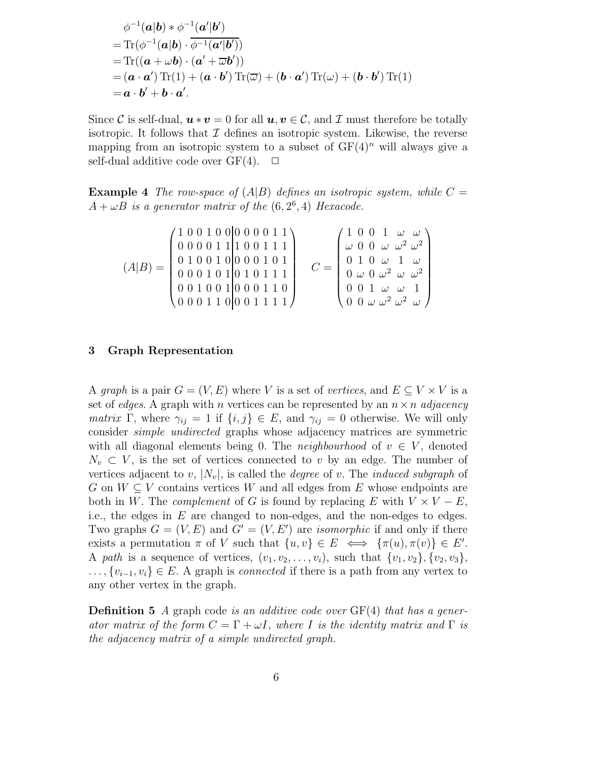$$
\begin{aligned}
&\phi^{-1}(\boldsymbol{a}|\boldsymbol{b}) * \phi^{-1}(\boldsymbol{a}'|\boldsymbol{b}') \\
&= \operatorname{Tr}(\phi^{-1}(\boldsymbol{a}|\boldsymbol{b}) \cdot \overline{\phi^{-1}(\boldsymbol{a}'|\boldsymbol{b}')}) \\
&= \operatorname{Tr}((\boldsymbol{a} + \omega\boldsymbol{b}) \cdot (\boldsymbol{a}' + \overline{\omega}\boldsymbol{b}')) \\
&= (\boldsymbol{a} \cdot \boldsymbol{a}') \operatorname{Tr}(1) + (\boldsymbol{a} \cdot \boldsymbol{b}') \operatorname{Tr}(\overline{\omega}) + (\boldsymbol{b} \cdot \boldsymbol{a}') \operatorname{Tr}(\omega) + (\boldsymbol{b} \cdot \boldsymbol{b}') \operatorname{Tr}(1) \\
&= \boldsymbol{a} \cdot \boldsymbol{b}' + \boldsymbol{b} \cdot \boldsymbol{a}'.
\end{aligned}
$$

Since $\mathcal{C}$ is self-dual, $\boldsymbol{u} * \boldsymbol{v} = 0$ for all $\boldsymbol{u}, \boldsymbol{v} \in \mathcal{C}$, and $\mathcal{I}$ must therefore be totally isotropic. It follows that $\mathcal{I}$ defines an isotropic system. Likewise, the reverse mapping from an isotropic system to a subset of $\mathrm{GF}(4)^n$ will always give a self-dual additive code over $\mathrm{GF}(4)$. $\square$

**Example 4** *The row-space of $(A|B)$ defines an isotropic system, while $C = A + \omega B$ is a generator matrix of the $(6, 2^6, 4)$ Hexacode.*

$$
(A|B) = \left(\begin{array}{cccccc|cccccc}
1&0&0&1&0&0&0&0&0&0&1&1 \\
0&0&0&0&1&1&1&0&0&1&1&1 \\
0&1&0&0&1&0&0&0&0&1&0&1 \\
0&0&0&1&0&1&0&1&0&1&1&1 \\
0&0&1&0&0&1&0&0&0&1&1&0 \\
0&0&0&1&1&0&0&0&1&1&1&1
\end{array}\right)
\qquad
C = \begin{pmatrix}
1&0&0&1&\omega&\omega \\
\omega&0&0&\omega&\omega^2&\omega^2 \\
0&1&0&\omega&1&\omega \\
0&\omega&0&\omega^2&\omega&\omega^2 \\
0&0&1&\omega&\omega&1 \\
0&0&\omega&\omega^2&\omega^2&\omega
\end{pmatrix}
$$

## 3 Graph Representation

A *graph* is a pair $G = (V, E)$ where $V$ is a set of *vertices*, and $E \subseteq V \times V$ is a set of *edges*. A graph with $n$ vertices can be represented by an $n \times n$ *adjacency matrix* $\Gamma$, where $\gamma_{ij} = 1$ if $\{i, j\} \in E$, and $\gamma_{ij} = 0$ otherwise. We will only consider *simple undirected* graphs whose adjacency matrices are symmetric with all diagonal elements being 0. The *neighbourhood* of $v \in V$, denoted $N_v \subset V$, is the set of vertices connected to $v$ by an edge. The number of vertices adjacent to $v$, $|N_v|$, is called the *degree* of $v$. The *induced subgraph* of $G$ on $W \subseteq V$ contains vertices $W$ and all edges from $E$ whose endpoints are both in $W$. The *complement* of $G$ is found by replacing $E$ with $V \times V - E$, i.e., the edges in $E$ are changed to non-edges, and the non-edges to edges. Two graphs $G = (V, E)$ and $G' = (V, E')$ are *isomorphic* if and only if there exists a permutation $\pi$ of $V$ such that $\{u, v\} \in E \iff \{\pi(u), \pi(v)\} \in E'$. A *path* is a sequence of vertices, $(v_1, v_2, \ldots, v_i)$, such that $\{v_1, v_2\}, \{v_2, v_3\}, \ldots, \{v_{i-1}, v_i\} \in E$. A graph is *connected* if there is a path from any vertex to any other vertex in the graph.

**Definition 5** *A* graph code *is an additive code over $\mathrm{GF}(4)$ that has a generator matrix of the form $C = \Gamma + \omega I$, where $I$ is the identity matrix and $\Gamma$ is the adjacency matrix of a simple undirected graph.*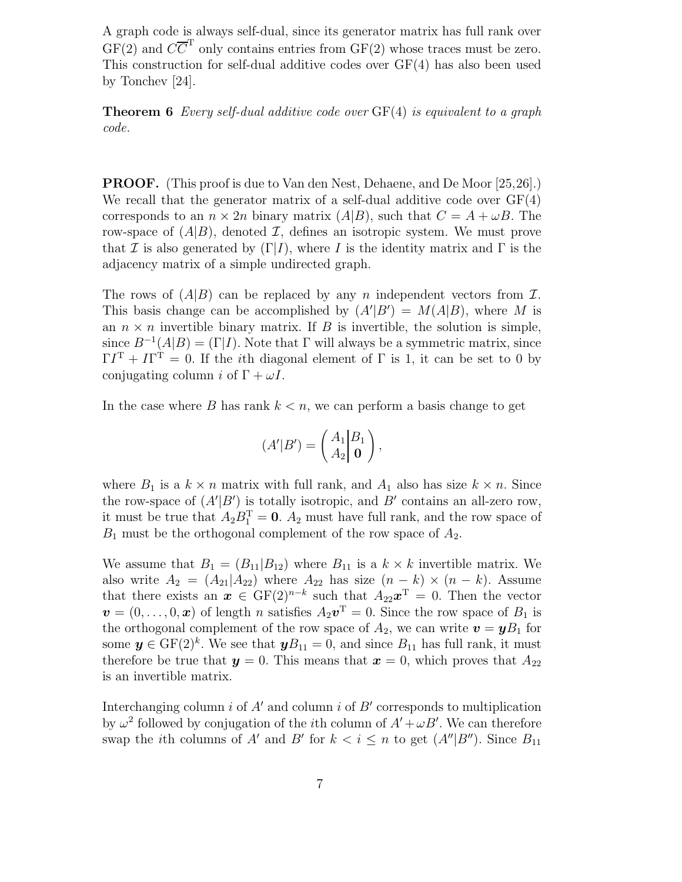A graph code is always self-dual, since its generator matrix has full rank over $\mathrm{GF}(2)$ and $C\overline{C}^{\mathrm{T}}$ only contains entries from $\mathrm{GF}(2)$ whose traces must be zero. This construction for self-dual additive codes over $\mathrm{GF}(4)$ has also been used by Tonchev [24].

**Theorem 6** *Every self-dual additive code over* $\mathrm{GF}(4)$ *is equivalent to a graph code.*

**PROOF.** (This proof is due to Van den Nest, Dehaene, and De Moor [25,26].) We recall that the generator matrix of a self-dual additive code over $\mathrm{GF}(4)$ corresponds to an $n \times 2n$ binary matrix $(A|B)$, such that $C = A + \omega B$. The row-space of $(A|B)$, denoted $\mathcal{I}$, defines an isotropic system. We must prove that $\mathcal{I}$ is also generated by $(\Gamma|I)$, where $I$ is the identity matrix and $\Gamma$ is the adjacency matrix of a simple undirected graph.

The rows of $(A|B)$ can be replaced by any $n$ independent vectors from $\mathcal{I}$. This basis change can be accomplished by $(A'|B') = M(A|B)$, where $M$ is an $n \times n$ invertible binary matrix. If $B$ is invertible, the solution is simple, since $B^{-1}(A|B) = (\Gamma|I)$. Note that $\Gamma$ will always be a symmetric matrix, since $\Gamma I^{\mathrm{T}} + I\Gamma^{\mathrm{T}} = 0$. If the $i$th diagonal element of $\Gamma$ is 1, it can be set to 0 by conjugating column $i$ of $\Gamma + \omega I$.

In the case where $B$ has rank $k < n$, we can perform a basis change to get

$$(A'|B') = \left( \begin{array}{c|c} A_1 & B_1 \\ A_2 & \mathbf{0} \end{array} \right),$$

where $B_1$ is a $k \times n$ matrix with full rank, and $A_1$ also has size $k \times n$. Since the row-space of $(A'|B')$ is totally isotropic, and $B'$ contains an all-zero row, it must be true that $A_2 B_1^{\mathrm{T}} = \mathbf{0}$. $A_2$ must have full rank, and the row space of $B_1$ must be the orthogonal complement of the row space of $A_2$.

We assume that $B_1 = (B_{11}|B_{12})$ where $B_{11}$ is a $k \times k$ invertible matrix. We also write $A_2 = (A_{21}|A_{22})$ where $A_{22}$ has size $(n-k) \times (n-k)$. Assume that there exists an $\boldsymbol{x} \in \mathrm{GF}(2)^{n-k}$ such that $A_{22}\boldsymbol{x}^{\mathrm{T}} = 0$. Then the vector $\boldsymbol{v} = (0, \ldots, 0, \boldsymbol{x})$ of length $n$ satisfies $A_2 \boldsymbol{v}^{\mathrm{T}} = 0$. Since the row space of $B_1$ is the orthogonal complement of the row space of $A_2$, we can write $\boldsymbol{v} = \boldsymbol{y} B_1$ for some $\boldsymbol{y} \in \mathrm{GF}(2)^k$. We see that $\boldsymbol{y} B_{11} = 0$, and since $B_{11}$ has full rank, it must therefore be true that $\boldsymbol{y} = 0$. This means that $\boldsymbol{x} = 0$, which proves that $A_{22}$ is an invertible matrix.

Interchanging column $i$ of $A'$ and column $i$ of $B'$ corresponds to multiplication by $\omega^2$ followed by conjugation of the $i$th column of $A' + \omega B'$. We can therefore swap the $i$th columns of $A'$ and $B'$ for $k < i \leq n$ to get $(A''|B'')$. Since $B_{11}$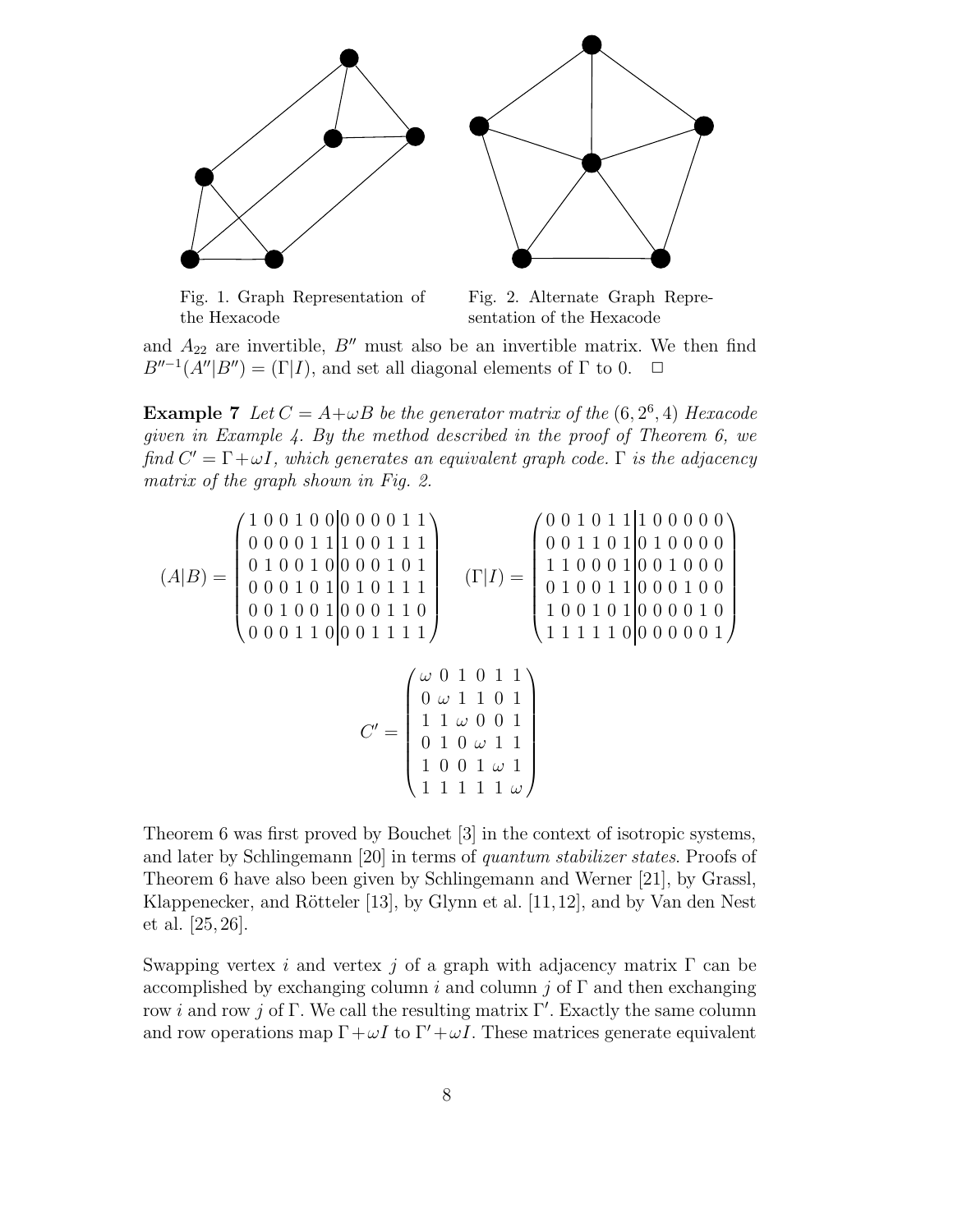Fig. 1. Graph Representation of the Hexacode

Fig. 2. Alternate Graph Representation of the Hexacode

and $A_{22}$ are invertible, $B''$ must also be an invertible matrix. We then find $B''^{-1}(A''|B'') = (\Gamma|I)$, and set all diagonal elements of $\Gamma$ to 0. $\square$

**Example 7** *Let $C = A+\omega B$ be the generator matrix of the $(6, 2^6, 4)$ Hexacode given in Example 4. By the method described in the proof of Theorem 6, we find $C' = \Gamma+\omega I$, which generates an equivalent graph code. $\Gamma$ is the adjacency matrix of the graph shown in Fig. 2.*

$$(A|B) = \left(\begin{array}{cccccc|cccccc}
1&0&0&1&0&0&0&0&0&0&1&1\\
0&0&0&0&1&1&1&0&0&1&1&1\\
0&1&0&0&1&0&0&0&0&1&0&1\\
0&0&0&1&0&1&0&1&0&1&1&1\\
0&0&1&0&0&1&0&0&0&1&1&0\\
0&0&0&1&1&0&0&0&1&1&1&1
\end{array}\right)
\quad
(\Gamma|I) = \left(\begin{array}{cccccc|cccccc}
0&0&1&0&1&1&1&0&0&0&0&0\\
0&0&1&1&0&1&0&1&0&0&0&0\\
1&1&0&0&0&1&0&0&1&0&0&0\\
0&1&0&0&1&1&0&0&0&1&0&0\\
1&0&0&1&0&1&0&0&0&0&1&0\\
1&1&1&1&1&0&0&0&0&0&0&1
\end{array}\right)$$

$$C' = \begin{pmatrix}
\omega&0&1&0&1&1\\
0&\omega&1&1&0&1\\
1&1&\omega&0&0&1\\
0&1&0&\omega&1&1\\
1&0&0&1&\omega&1\\
1&1&1&1&1&\omega
\end{pmatrix}$$

Theorem 6 was first proved by Bouchet [3] in the context of isotropic systems, and later by Schlingemann [20] in terms of *quantum stabilizer states*. Proofs of Theorem 6 have also been given by Schlingemann and Werner [21], by Grassl, Klappenecker, and Rötteler [13], by Glynn et al. [11, 12], and by Van den Nest et al. [25, 26].

Swapping vertex $i$ and vertex $j$ of a graph with adjacency matrix $\Gamma$ can be accomplished by exchanging column $i$ and column $j$ of $\Gamma$ and then exchanging row $i$ and row $j$ of $\Gamma$. We call the resulting matrix $\Gamma'$. Exactly the same column and row operations map $\Gamma+\omega I$ to $\Gamma'+\omega I$. These matrices generate equivalent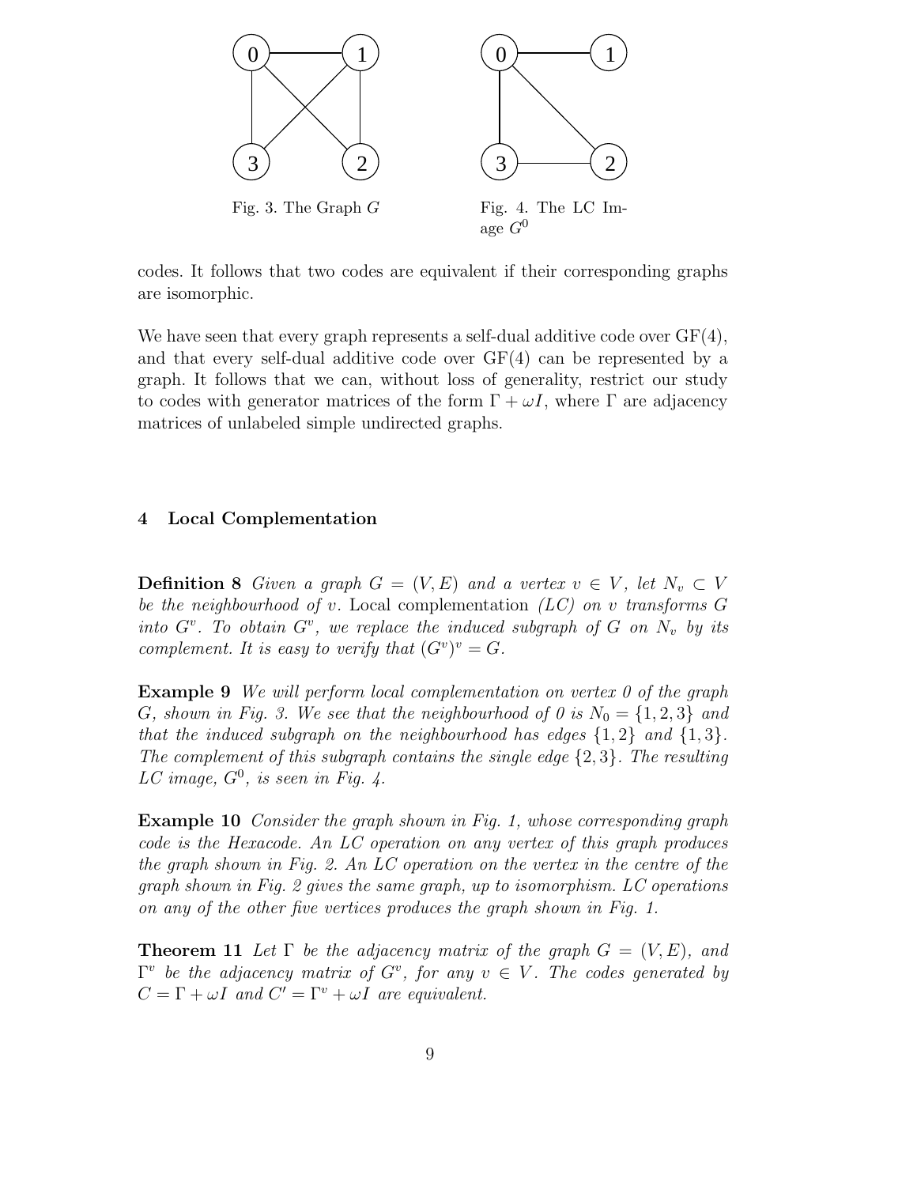Fig. 3. The Graph $G$

Fig. 4. The LC Image $G^0$

codes. It follows that two codes are equivalent if their corresponding graphs are isomorphic.

We have seen that every graph represents a self-dual additive code over GF(4), and that every self-dual additive code over GF(4) can be represented by a graph. It follows that we can, without loss of generality, restrict our study to codes with generator matrices of the form $\Gamma + \omega I$, where $\Gamma$ are adjacency matrices of unlabeled simple undirected graphs.

## 4 Local Complementation

**Definition 8** *Given a graph $G = (V, E)$ and a vertex $v \in V$, let $N_v \subset V$ be the neighbourhood of $v$.* Local complementation *(LC) on $v$ transforms $G$ into $G^v$. To obtain $G^v$, we replace the induced subgraph of $G$ on $N_v$ by its complement. It is easy to verify that $(G^v)^v = G$.*

**Example 9** *We will perform local complementation on vertex 0 of the graph $G$, shown in Fig. 3. We see that the neighbourhood of 0 is $N_0 = \{1, 2, 3\}$ and that the induced subgraph on the neighbourhood has edges $\{1, 2\}$ and $\{1, 3\}$. The complement of this subgraph contains the single edge $\{2, 3\}$. The resulting LC image, $G^0$, is seen in Fig. 4.*

**Example 10** *Consider the graph shown in Fig. 1, whose corresponding graph code is the Hexacode. An LC operation on any vertex of this graph produces the graph shown in Fig. 2. An LC operation on the vertex in the centre of the graph shown in Fig. 2 gives the same graph, up to isomorphism. LC operations on any of the other five vertices produces the graph shown in Fig. 1.*

**Theorem 11** *Let $\Gamma$ be the adjacency matrix of the graph $G = (V, E)$, and $\Gamma^v$ be the adjacency matrix of $G^v$, for any $v \in V$. The codes generated by $C = \Gamma + \omega I$ and $C' = \Gamma^v + \omega I$ are equivalent.*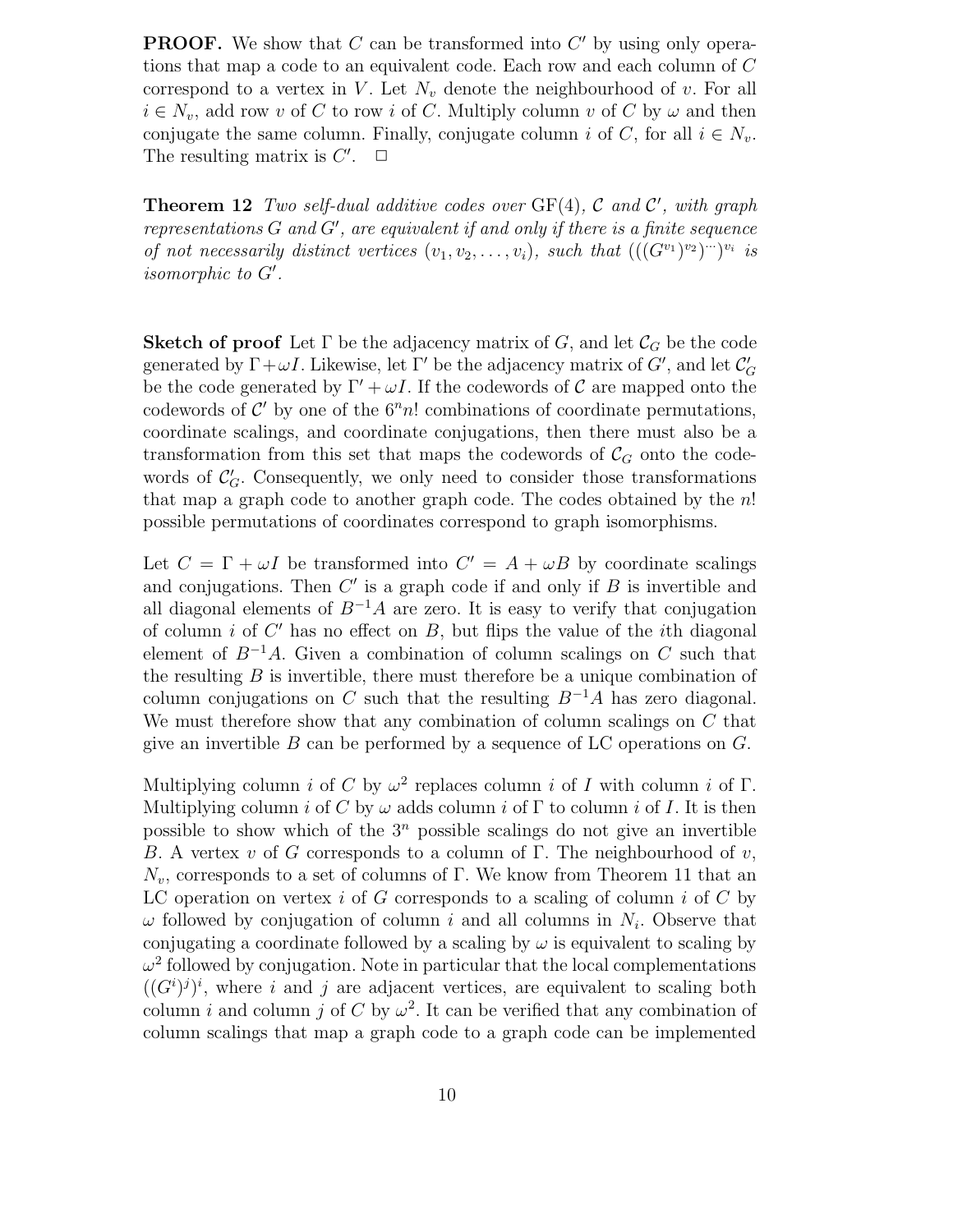**PROOF.** We show that $C$ can be transformed into $C'$ by using only operations that map a code to an equivalent code. Each row and each column of $C$ correspond to a vertex in $V$. Let $N_v$ denote the neighbourhood of $v$. For all $i \in N_v$, add row $v$ of $C$ to row $i$ of $C$. Multiply column $v$ of $C$ by $\omega$ and then conjugate the same column. Finally, conjugate column $i$ of $C$, for all $i \in N_v$. The resulting matrix is $C'$. $\square$

**Theorem 12** *Two self-dual additive codes over* $\mathrm{GF}(4)$*,* $\mathcal{C}$ *and* $\mathcal{C}'$*, with graph representations* $G$ *and* $G'$*, are equivalent if and only if there is a finite sequence of not necessarily distinct vertices* $(v_1, v_2, \ldots, v_i)$*, such that* $(((G^{v_1})^{v_2})^{\cdots})^{v_i}$ *is isomorphic to* $G'$*.*

**Sketch of proof** Let $\Gamma$ be the adjacency matrix of $G$, and let $\mathcal{C}_G$ be the code generated by $\Gamma + \omega I$. Likewise, let $\Gamma'$ be the adjacency matrix of $G'$, and let $\mathcal{C}'_G$ be the code generated by $\Gamma' + \omega I$. If the codewords of $\mathcal{C}$ are mapped onto the codewords of $\mathcal{C}'$ by one of the $6^n n!$ combinations of coordinate permutations, coordinate scalings, and coordinate conjugations, then there must also be a transformation from this set that maps the codewords of $\mathcal{C}_G$ onto the codewords of $\mathcal{C}'_G$. Consequently, we only need to consider those transformations that map a graph code to another graph code. The codes obtained by the $n!$ possible permutations of coordinates correspond to graph isomorphisms.

Let $C = \Gamma + \omega I$ be transformed into $C' = A + \omega B$ by coordinate scalings and conjugations. Then $C'$ is a graph code if and only if $B$ is invertible and all diagonal elements of $B^{-1}A$ are zero. It is easy to verify that conjugation of column $i$ of $C'$ has no effect on $B$, but flips the value of the $i$th diagonal element of $B^{-1}A$. Given a combination of column scalings on $C$ such that the resulting $B$ is invertible, there must therefore be a unique combination of column conjugations on $C$ such that the resulting $B^{-1}A$ has zero diagonal. We must therefore show that any combination of column scalings on $C$ that give an invertible $B$ can be performed by a sequence of LC operations on $G$.

Multiplying column $i$ of $C$ by $\omega^2$ replaces column $i$ of $I$ with column $i$ of $\Gamma$. Multiplying column $i$ of $C$ by $\omega$ adds column $i$ of $\Gamma$ to column $i$ of $I$. It is then possible to show which of the $3^n$ possible scalings do not give an invertible $B$. A vertex $v$ of $G$ corresponds to a column of $\Gamma$. The neighbourhood of $v$, $N_v$, corresponds to a set of columns of $\Gamma$. We know from Theorem 11 that an LC operation on vertex $i$ of $G$ corresponds to a scaling of column $i$ of $C$ by $\omega$ followed by conjugation of column $i$ and all columns in $N_i$. Observe that conjugating a coordinate followed by a scaling by $\omega$ is equivalent to scaling by $\omega^2$ followed by conjugation. Note in particular that the local complementations $((G^i)^j)^i$, where $i$ and $j$ are adjacent vertices, are equivalent to scaling both column $i$ and column $j$ of $C$ by $\omega^2$. It can be verified that any combination of column scalings that map a graph code to a graph code can be implemented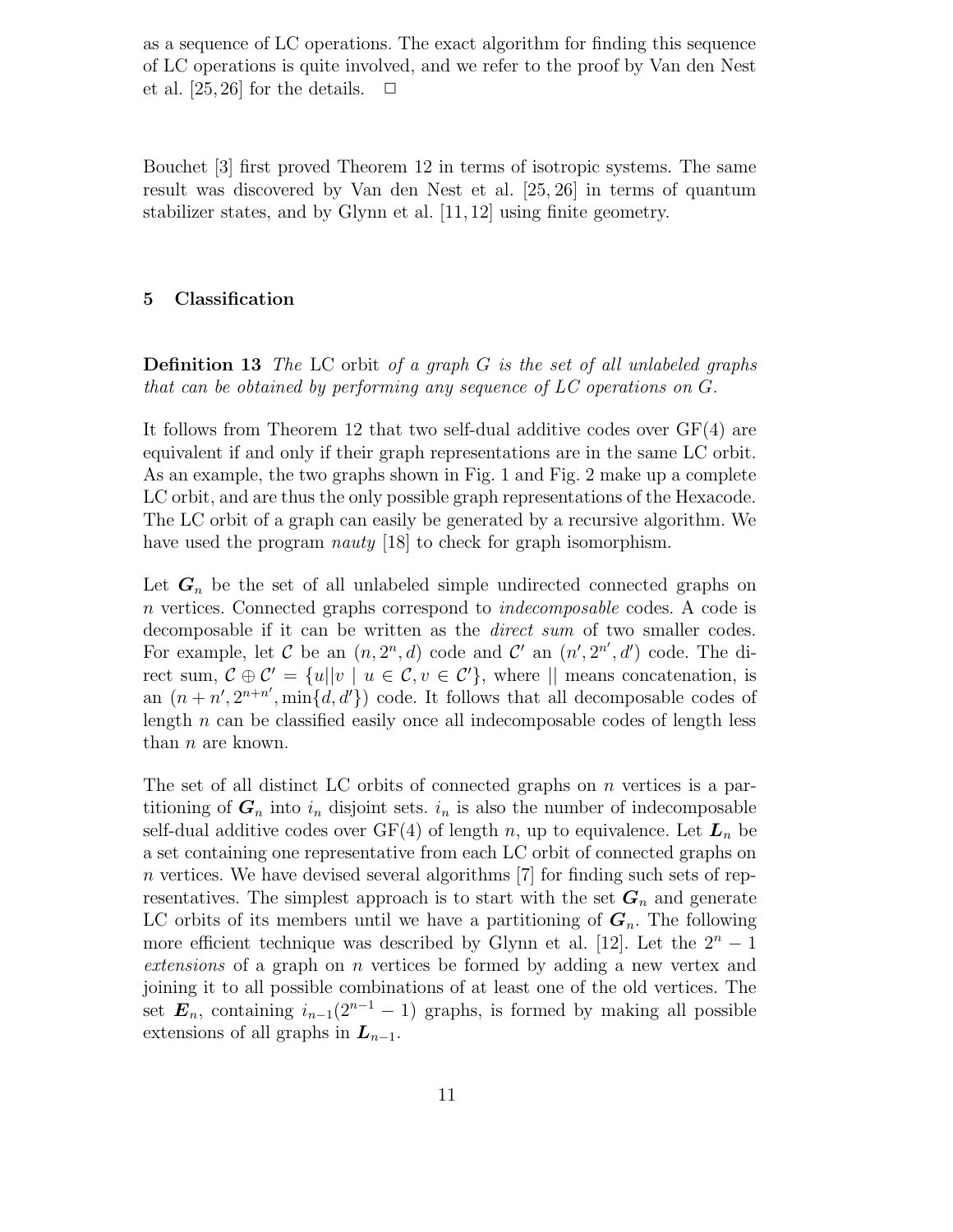as a sequence of LC operations. The exact algorithm for finding this sequence of LC operations is quite involved, and we refer to the proof by Van den Nest et al. [25, 26] for the details. □

Bouchet [3] first proved Theorem 12 in terms of isotropic systems. The same result was discovered by Van den Nest et al. [25, 26] in terms of quantum stabilizer states, and by Glynn et al. [11, 12] using finite geometry.

## 5 Classification

**Definition 13** *The* LC orbit *of a graph $G$ is the set of all unlabeled graphs that can be obtained by performing any sequence of LC operations on $G$.*

It follows from Theorem 12 that two self-dual additive codes over GF(4) are equivalent if and only if their graph representations are in the same LC orbit. As an example, the two graphs shown in Fig. 1 and Fig. 2 make up a complete LC orbit, and are thus the only possible graph representations of the Hexacode. The LC orbit of a graph can easily be generated by a recursive algorithm. We have used the program *nauty* [18] to check for graph isomorphism.

Let $\boldsymbol{G}_n$ be the set of all unlabeled simple undirected connected graphs on $n$ vertices. Connected graphs correspond to *indecomposable* codes. A code is decomposable if it can be written as the *direct sum* of two smaller codes. For example, let $\mathcal{C}$ be an $(n, 2^n, d)$ code and $\mathcal{C}'$ an $(n', 2^{n'}, d')$ code. The direct sum, $\mathcal{C} \oplus \mathcal{C}' = \{u||v \mid u \in \mathcal{C}, v \in \mathcal{C}'\}$, where $||$ means concatenation, is an $(n + n', 2^{n+n'}, \min\{d, d'\})$ code. It follows that all decomposable codes of length $n$ can be classified easily once all indecomposable codes of length less than $n$ are known.

The set of all distinct LC orbits of connected graphs on $n$ vertices is a partitioning of $\boldsymbol{G}_n$ into $i_n$ disjoint sets. $i_n$ is also the number of indecomposable self-dual additive codes over GF(4) of length $n$, up to equivalence. Let $\boldsymbol{L}_n$ be a set containing one representative from each LC orbit of connected graphs on $n$ vertices. We have devised several algorithms [7] for finding such sets of representatives. The simplest approach is to start with the set $\boldsymbol{G}_n$ and generate LC orbits of its members until we have a partitioning of $\boldsymbol{G}_n$. The following more efficient technique was described by Glynn et al. [12]. Let the $2^n - 1$ *extensions* of a graph on $n$ vertices be formed by adding a new vertex and joining it to all possible combinations of at least one of the old vertices. The set $\boldsymbol{E}_n$, containing $i_{n-1}(2^{n-1} - 1)$ graphs, is formed by making all possible extensions of all graphs in $\boldsymbol{L}_{n-1}$.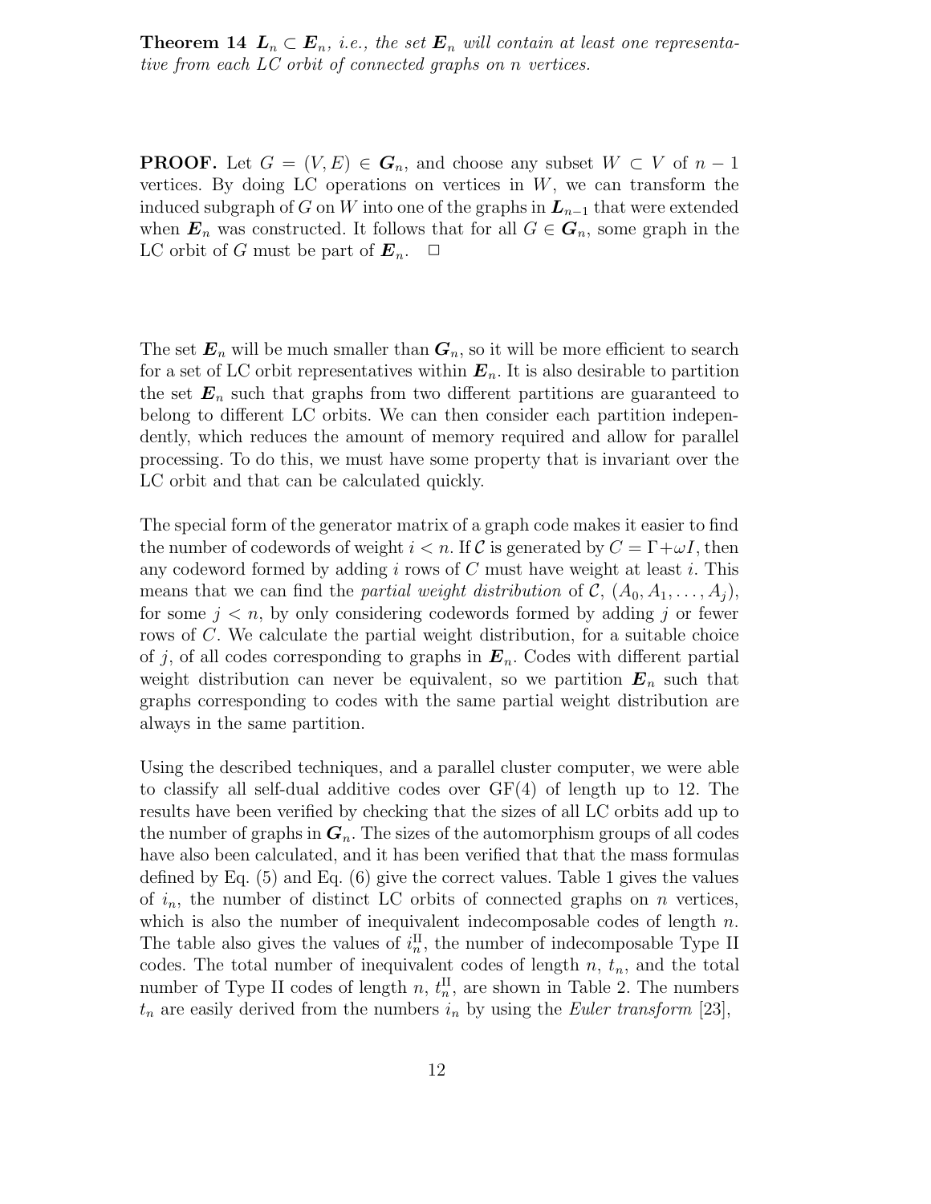**Theorem 14** *$\boldsymbol{L}_n \subset \boldsymbol{E}_n$, i.e., the set $\boldsymbol{E}_n$ will contain at least one representative from each LC orbit of connected graphs on $n$ vertices.*

**PROOF.** Let $G = (V, E) \in \boldsymbol{G}_n$, and choose any subset $W \subset V$ of $n-1$ vertices. By doing LC operations on vertices in $W$, we can transform the induced subgraph of $G$ on $W$ into one of the graphs in $\boldsymbol{L}_{n-1}$ that were extended when $\boldsymbol{E}_n$ was constructed. It follows that for all $G \in \boldsymbol{G}_n$, some graph in the LC orbit of $G$ must be part of $\boldsymbol{E}_n$. $\square$

The set $\boldsymbol{E}_n$ will be much smaller than $\boldsymbol{G}_n$, so it will be more efficient to search for a set of LC orbit representatives within $\boldsymbol{E}_n$. It is also desirable to partition the set $\boldsymbol{E}_n$ such that graphs from two different partitions are guaranteed to belong to different LC orbits. We can then consider each partition independently, which reduces the amount of memory required and allow for parallel processing. To do this, we must have some property that is invariant over the LC orbit and that can be calculated quickly.

The special form of the generator matrix of a graph code makes it easier to find the number of codewords of weight $i < n$. If $\mathcal{C}$ is generated by $C = \Gamma + \omega I$, then any codeword formed by adding $i$ rows of $C$ must have weight at least $i$. This means that we can find the *partial weight distribution* of $\mathcal{C}$, $(A_0, A_1, \ldots, A_j)$, for some $j < n$, by only considering codewords formed by adding $j$ or fewer rows of $C$. We calculate the partial weight distribution, for a suitable choice of $j$, of all codes corresponding to graphs in $\boldsymbol{E}_n$. Codes with different partial weight distribution can never be equivalent, so we partition $\boldsymbol{E}_n$ such that graphs corresponding to codes with the same partial weight distribution are always in the same partition.

Using the described techniques, and a parallel cluster computer, we were able to classify all self-dual additive codes over GF(4) of length up to 12. The results have been verified by checking that the sizes of all LC orbits add up to the number of graphs in $\boldsymbol{G}_n$. The sizes of the automorphism groups of all codes have also been calculated, and it has been verified that that the mass formulas defined by Eq. (5) and Eq. (6) give the correct values. Table 1 gives the values of $i_n$, the number of distinct LC orbits of connected graphs on $n$ vertices, which is also the number of inequivalent indecomposable codes of length $n$. The table also gives the values of $i_n^{\mathrm{II}}$, the number of indecomposable Type II codes. The total number of inequivalent codes of length $n$, $t_n$, and the total number of Type II codes of length $n$, $t_n^{\mathrm{II}}$, are shown in Table 2. The numbers $t_n$ are easily derived from the numbers $i_n$ by using the *Euler transform* [23],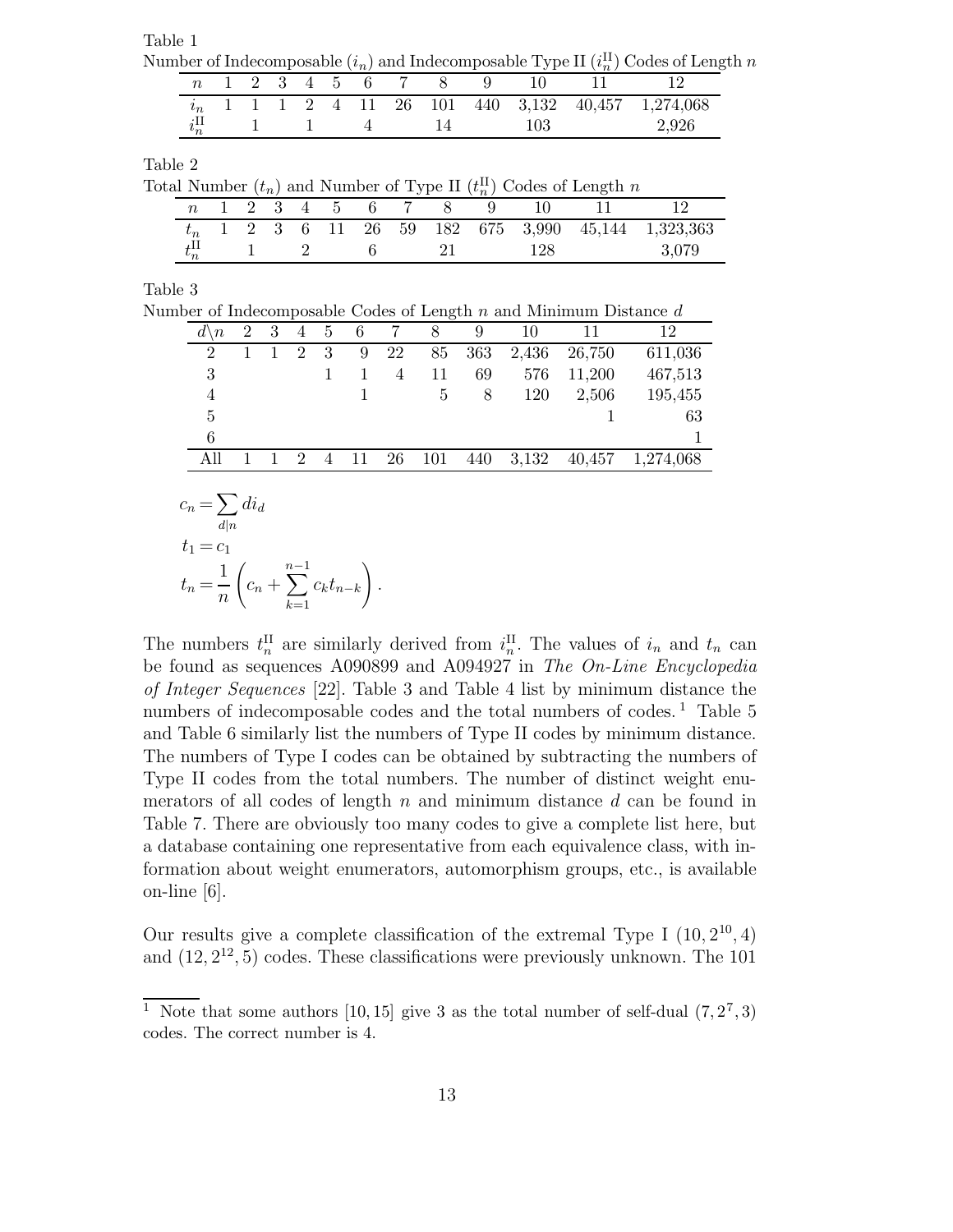Table 1

Number of Indecomposable ($i_n$) and Indecomposable Type II ($i_n^{\mathrm{II}}$) Codes of Length $n$

| $n$ | 1 | 2 | 3 | 4 | 5 | 6 | 7 | 8 | 9 | 10 | 11 | 12 |
|---|---|---|---|---|---|---|---|---|---|---|---|---|
| $i_n$ | 1 | 1 | 1 | 2 | 4 | 11 | 26 | 101 | 440 | 3,132 | 40,457 | 1,274,068 |
| $i_n^{\mathrm{II}}$ | | 1 | | 1 | | 4 | | 14 | | 103 | | 2,926 |

Table 2

Total Number ($t_n$) and Number of Type II ($t_n^{\mathrm{II}}$) Codes of Length $n$

| $n$ | 1 | 2 | 3 | 4 | 5 | 6 | 7 | 8 | 9 | 10 | 11 | 12 |
|---|---|---|---|---|---|---|---|---|---|---|---|---|
| $t_n$ | 1 | 2 | 3 | 6 | 11 | 26 | 59 | 182 | 675 | 3,990 | 45,144 | 1,323,363 |
| $t_n^{\mathrm{II}}$ | | 1 | | 2 | | 6 | | 21 | | 128 | | 3,079 |

Table 3

Number of Indecomposable Codes of Length $n$ and Minimum Distance $d$

| $d\backslash n$ | 2 | 3 | 4 | 5 | 6 | 7 | 8 | 9 | 10 | 11 | 12 |
|---|---|---|---|---|---|---|---|---|---|---|---|
| 2 | 1 | 1 | 2 | 3 | 9 | 22 | 85 | 363 | 2,436 | 26,750 | 611,036 |
| 3 | | | | 1 | 1 | 4 | 11 | 69 | 576 | 11,200 | 467,513 |
| 4 | | | | | 1 | | 5 | 8 | 120 | 2,506 | 195,455 |
| 5 | | | | | | | | | | 1 | 63 |
| 6 | | | | | | | | | | | 1 |
| All | 1 | 1 | 2 | 4 | 11 | 26 | 101 | 440 | 3,132 | 40,457 | 1,274,068 |

$$c_n = \sum_{d|n} d i_d$$

$$t_1 = c_1$$

$$t_n = \frac{1}{n}\left(c_n + \sum_{k=1}^{n-1} c_k t_{n-k}\right).$$

The numbers $t_n^{\mathrm{II}}$ are similarly derived from $i_n^{\mathrm{II}}$. The values of $i_n$ and $t_n$ can be found as sequences A090899 and A094927 in *The On-Line Encyclopedia of Integer Sequences* [22]. Table 3 and Table 4 list by minimum distance the numbers of indecomposable codes and the total numbers of codes. [1] Table 5 and Table 6 similarly list the numbers of Type II codes by minimum distance. The numbers of Type I codes can be obtained by subtracting the numbers of Type II codes from the total numbers. The number of distinct weight enumerators of all codes of length $n$ and minimum distance $d$ can be found in Table 7. There are obviously too many codes to give a complete list here, but a database containing one representative from each equivalence class, with information about weight enumerators, automorphism groups, etc., is available on-line [6].

Our results give a complete classification of the extremal Type I $(10, 2^{10}, 4)$ and $(12, 2^{12}, 5)$ codes. These classifications were previously unknown. The 101

[1] Note that some authors [10, 15] give 3 as the total number of self-dual $(7, 2^7, 3)$ codes. The correct number is 4.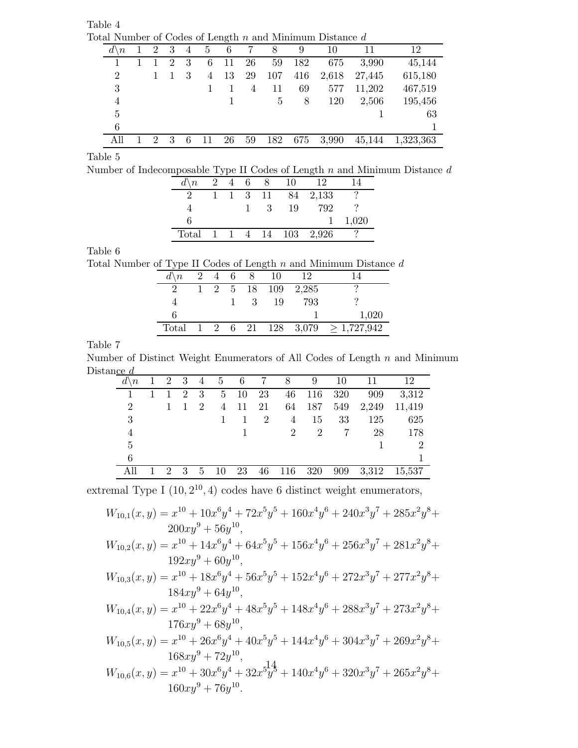Table 4
Total Number of Codes of Length $n$ and Minimum Distance $d$

| $d\backslash n$ | 1 | 2 | 3 | 4 | 5 | 6 | 7 | 8 | 9 | 10 | 11 | 12 |
|---|---|---|---|---|---|---|---|---|---|---|---|---|
| 1 | 1 | 1 | 2 | 3 | 6 | 11 | 26 | 59 | 182 | 675 | 3,990 | 45,144 |
| 2 | | 1 | 1 | 3 | 4 | 13 | 29 | 107 | 416 | 2,618 | 27,445 | 615,180 |
| 3 | | | | | 1 | 1 | 4 | 11 | 69 | 577 | 11,202 | 467,519 |
| 4 | | | | | | 1 | | 5 | 8 | 120 | 2,506 | 195,456 |
| 5 | | | | | | | | | | | 1 | 63 |
| 6 | | | | | | | | | | | | 1 |
| All | 1 | 2 | 3 | 6 | 11 | 26 | 59 | 182 | 675 | 3,990 | 45,144 | 1,323,363 |

Table 5
Number of Indecomposable Type II Codes of Length $n$ and Minimum Distance $d$

| $d\backslash n$ | 2 | 4 | 6 | 8 | 10 | 12 | 14 |
|---|---|---|---|---|---|---|---|
| 2 | 1 | 1 | 3 | 11 | 84 | 2,133 | ? |
| 4 | | | 1 | 3 | 19 | 792 | ? |
| 6 | | | | | | 1 | 1,020 |
| Total | 1 | 1 | 4 | 14 | 103 | 2,926 | ? |

Table 6
Total Number of Type II Codes of Length $n$ and Minimum Distance $d$

| $d\backslash n$ | 2 | 4 | 6 | 8 | 10 | 12 | 14 |
|---|---|---|---|---|---|---|---|
| 2 | 1 | 2 | 5 | 18 | 109 | 2,285 | ? |
| 4 | | | 1 | 3 | 19 | 793 | ? |
| 6 | | | | | | 1 | 1,020 |
| Total | 1 | 2 | 6 | 21 | 128 | 3,079 | $\geq$ 1,727,942 |

Table 7
Number of Distinct Weight Enumerators of All Codes of Length $n$ and Minimum Distance $d$

| $d\backslash n$ | 1 | 2 | 3 | 4 | 5 | 6 | 7 | 8 | 9 | 10 | 11 | 12 |
|---|---|---|---|---|---|---|---|---|---|---|---|---|
| 1 | 1 | 1 | 2 | 3 | 5 | 10 | 23 | 46 | 116 | 320 | 909 | 3,312 |
| 2 | | 1 | 1 | 2 | 4 | 11 | 21 | 64 | 187 | 549 | 2,249 | 11,419 |
| 3 | | | | | 1 | 1 | 2 | 4 | 15 | 33 | 125 | 625 |
| 4 | | | | | | 1 | | 2 | 2 | 7 | 28 | 178 |
| 5 | | | | | | | | | | | 1 | 2 |
| 6 | | | | | | | | | | | | 1 |
| All | 1 | 2 | 3 | 5 | 10 | 23 | 46 | 116 | 320 | 909 | 3,312 | 15,537 |

extremal Type I $(10, 2^{10}, 4)$ codes have 6 distinct weight enumerators,

$$W_{10,1}(x,y) = x^{10} + 10x^6y^4 + 72x^5y^5 + 160x^4y^6 + 240x^3y^7 + 285x^2y^8 + 200xy^9 + 56y^{10},$$

$$W_{10,2}(x,y) = x^{10} + 14x^6y^4 + 64x^5y^5 + 156x^4y^6 + 256x^3y^7 + 281x^2y^8 + 192xy^9 + 60y^{10},$$

$$W_{10,3}(x,y) = x^{10} + 18x^6y^4 + 56x^5y^5 + 152x^4y^6 + 272x^3y^7 + 277x^2y^8 + 184xy^9 + 64y^{10},$$

$$W_{10,4}(x,y) = x^{10} + 22x^6y^4 + 48x^5y^5 + 148x^4y^6 + 288x^3y^7 + 273x^2y^8 + 176xy^9 + 68y^{10},$$

$$W_{10,5}(x,y) = x^{10} + 26x^6y^4 + 40x^5y^5 + 144x^4y^6 + 304x^3y^7 + 269x^2y^8 + 168xy^9 + 72y^{10},$$

$$W_{10,6}(x,y) = x^{10} + 30x^6y^4 + 32x^5y^5 + 140x^4y^6 + 320x^3y^7 + 265x^2y^8 + 160xy^9 + 76y^{10}.$$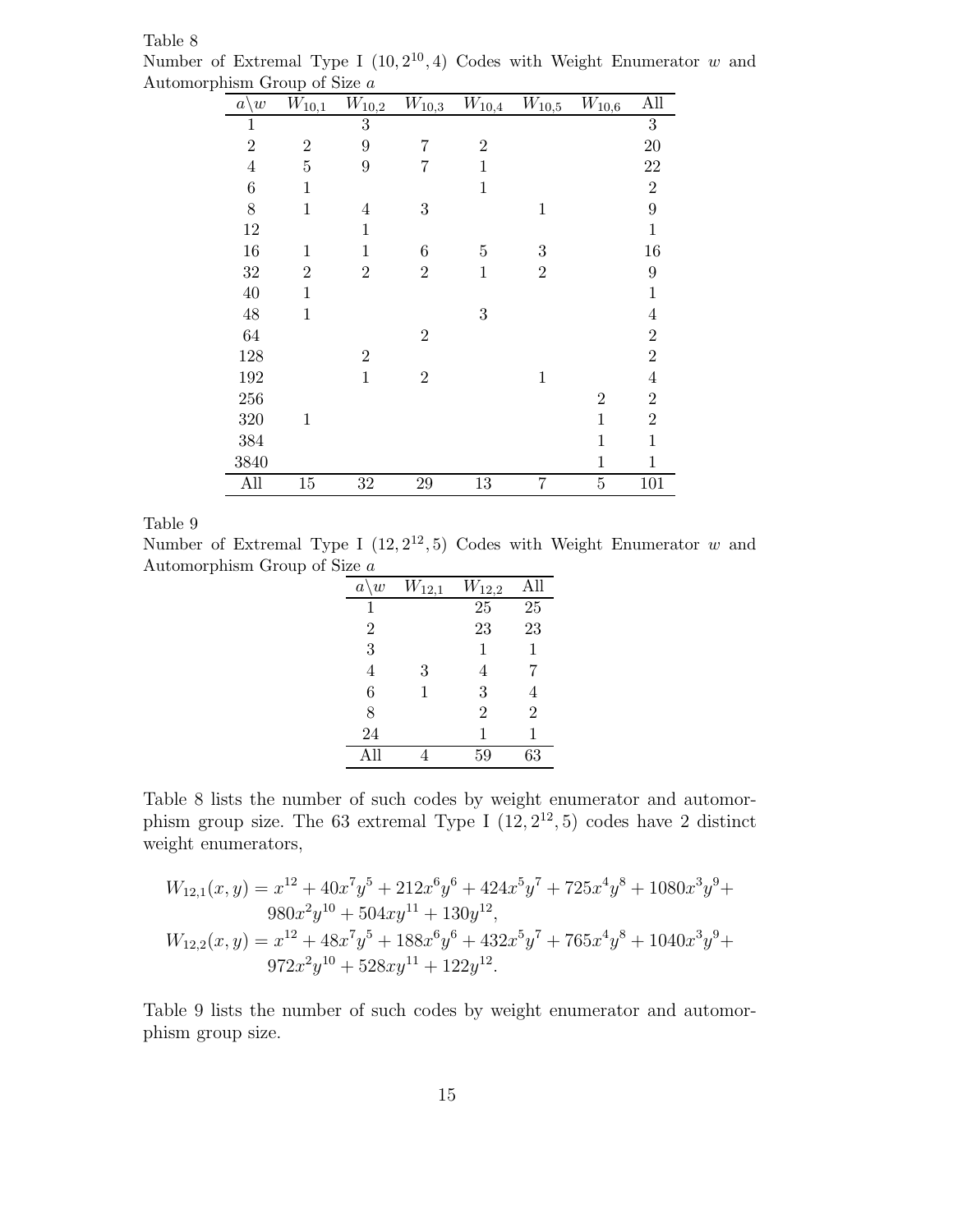Table 8
Number of Extremal Type I $(10, 2^{10}, 4)$ Codes with Weight Enumerator $w$ and Automorphism Group of Size $a$

| $a \backslash w$ | $W_{10,1}$ | $W_{10,2}$ | $W_{10,3}$ | $W_{10,4}$ | $W_{10,5}$ | $W_{10,6}$ | All |
|---|---|---|---|---|---|---|---|
| 1 | | 3 | | | | | 3 |
| 2 | 2 | 9 | 7 | 2 | | | 20 |
| 4 | 5 | 9 | 7 | 1 | | | 22 |
| 6 | 1 | | | 1 | | | 2 |
| 8 | 1 | 4 | 3 | | 1 | | 9 |
| 12 | | 1 | | | | | 1 |
| 16 | 1 | 1 | 6 | 5 | 3 | | 16 |
| 32 | 2 | 2 | 2 | 1 | 2 | | 9 |
| 40 | 1 | | | | | | 1 |
| 48 | 1 | | | 3 | | | 4 |
| 64 | | | 2 | | | | 2 |
| 128 | | 2 | | | | | 2 |
| 192 | | 1 | 2 | | 1 | | 4 |
| 256 | | | | | | 2 | 2 |
| 320 | 1 | | | | | 1 | 2 |
| 384 | | | | | | 1 | 1 |
| 3840 | | | | | | 1 | 1 |
| All | 15 | 32 | 29 | 13 | 7 | 5 | 101 |

Table 9
Number of Extremal Type I $(12, 2^{12}, 5)$ Codes with Weight Enumerator $w$ and Automorphism Group of Size $a$

| $a \backslash w$ | $W_{12,1}$ | $W_{12,2}$ | All |
|---|---|---|---|
| 1 | | 25 | 25 |
| 2 | | 23 | 23 |
| 3 | | 1 | 1 |
| 4 | 3 | 4 | 7 |
| 6 | 1 | 3 | 4 |
| 8 | | 2 | 2 |
| 24 | | 1 | 1 |
| All | 4 | 59 | 63 |

Table 8 lists the number of such codes by weight enumerator and automorphism group size. The 63 extremal Type I $(12, 2^{12}, 5)$ codes have 2 distinct weight enumerators,

$$W_{12,1}(x, y) = x^{12} + 40x^7y^5 + 212x^6y^6 + 424x^5y^7 + 725x^4y^8 + 1080x^3y^9 + 980x^2y^{10} + 504xy^{11} + 130y^{12},$$

$$W_{12,2}(x, y) = x^{12} + 48x^7y^5 + 188x^6y^6 + 432x^5y^7 + 765x^4y^8 + 1040x^3y^9 + 972x^2y^{10} + 528xy^{11} + 122y^{12}.$$

Table 9 lists the number of such codes by weight enumerator and automorphism group size.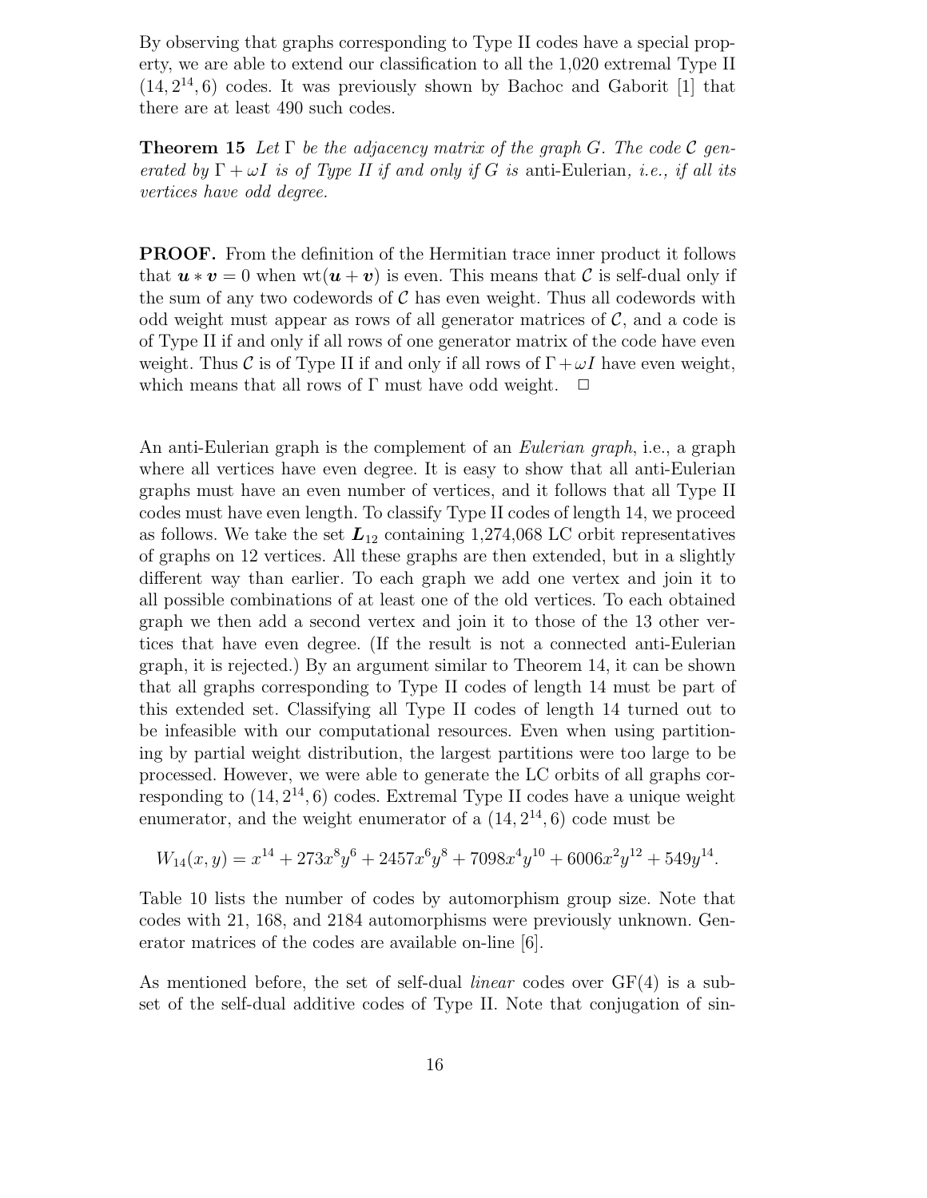By observing that graphs corresponding to Type II codes have a special property, we are able to extend our classification to all the 1,020 extremal Type II $(14, 2^{14}, 6)$ codes. It was previously shown by Bachoc and Gaborit [1] that there are at least 490 such codes.

**Theorem 15** *Let $\Gamma$ be the adjacency matrix of the graph $G$. The code $\mathcal{C}$ generated by $\Gamma + \omega I$ is of Type II if and only if $G$ is* anti-Eulerian*, i.e., if all its vertices have odd degree.*

**PROOF.** From the definition of the Hermitian trace inner product it follows that $\boldsymbol{u} * \boldsymbol{v} = 0$ when $\mathrm{wt}(\boldsymbol{u} + \boldsymbol{v})$ is even. This means that $\mathcal{C}$ is self-dual only if the sum of any two codewords of $\mathcal{C}$ has even weight. Thus all codewords with odd weight must appear as rows of all generator matrices of $\mathcal{C}$, and a code is of Type II if and only if all rows of one generator matrix of the code have even weight. Thus $\mathcal{C}$ is of Type II if and only if all rows of $\Gamma + \omega I$ have even weight, which means that all rows of $\Gamma$ must have odd weight. $\square$

An anti-Eulerian graph is the complement of an *Eulerian graph*, i.e., a graph where all vertices have even degree. It is easy to show that all anti-Eulerian graphs must have an even number of vertices, and it follows that all Type II codes must have even length. To classify Type II codes of length 14, we proceed as follows. We take the set $\boldsymbol{L}_{12}$ containing 1,274,068 LC orbit representatives of graphs on 12 vertices. All these graphs are then extended, but in a slightly different way than earlier. To each graph we add one vertex and join it to all possible combinations of at least one of the old vertices. To each obtained graph we then add a second vertex and join it to those of the 13 other vertices that have even degree. (If the result is not a connected anti-Eulerian graph, it is rejected.) By an argument similar to Theorem 14, it can be shown that all graphs corresponding to Type II codes of length 14 must be part of this extended set. Classifying all Type II codes of length 14 turned out to be infeasible with our computational resources. Even when using partitioning by partial weight distribution, the largest partitions were too large to be processed. However, we were able to generate the LC orbits of all graphs corresponding to $(14, 2^{14}, 6)$ codes. Extremal Type II codes have a unique weight enumerator, and the weight enumerator of a $(14, 2^{14}, 6)$ code must be

$$W_{14}(x, y) = x^{14} + 273x^8y^6 + 2457x^6y^8 + 7098x^4y^{10} + 6006x^2y^{12} + 549y^{14}.$$

Table 10 lists the number of codes by automorphism group size. Note that codes with 21, 168, and 2184 automorphisms were previously unknown. Generator matrices of the codes are available on-line [6].

As mentioned before, the set of self-dual *linear* codes over GF(4) is a subset of the self-dual additive codes of Type II. Note that conjugation of sin-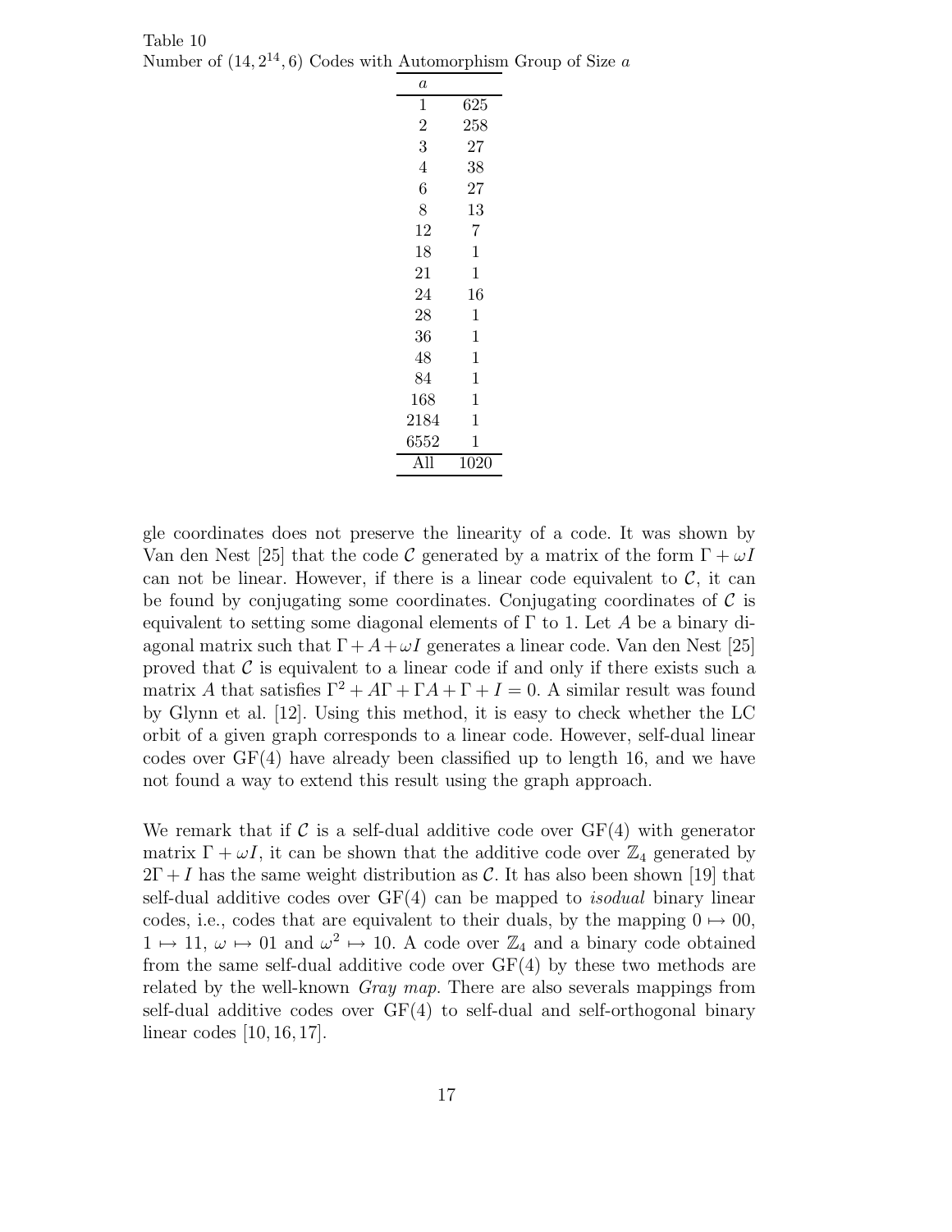Table 10
Number of $(14, 2^{14}, 6)$ Codes with Automorphism Group of Size $a$

| $a$ | |
|---|---|
| 1 | 625 |
| 2 | 258 |
| 3 | 27 |
| 4 | 38 |
| 6 | 27 |
| 8 | 13 |
| 12 | 7 |
| 18 | 1 |
| 21 | 1 |
| 24 | 16 |
| 28 | 1 |
| 36 | 1 |
| 48 | 1 |
| 84 | 1 |
| 168 | 1 |
| 2184 | 1 |
| 6552 | 1 |
| All | 1020 |

gle coordinates does not preserve the linearity of a code. It was shown by Van den Nest [25] that the code $\mathcal{C}$ generated by a matrix of the form $\Gamma + \omega I$ can not be linear. However, if there is a linear code equivalent to $\mathcal{C}$, it can be found by conjugating some coordinates. Conjugating coordinates of $\mathcal{C}$ is equivalent to setting some diagonal elements of $\Gamma$ to 1. Let $A$ be a binary diagonal matrix such that $\Gamma + A + \omega I$ generates a linear code. Van den Nest [25] proved that $\mathcal{C}$ is equivalent to a linear code if and only if there exists such a matrix $A$ that satisfies $\Gamma^2 + A\Gamma + \Gamma A + \Gamma + I = 0$. A similar result was found by Glynn et al. [12]. Using this method, it is easy to check whether the LC orbit of a given graph corresponds to a linear code. However, self-dual linear codes over GF(4) have already been classified up to length 16, and we have not found a way to extend this result using the graph approach.

We remark that if $\mathcal{C}$ is a self-dual additive code over GF(4) with generator matrix $\Gamma + \omega I$, it can be shown that the additive code over $\mathbb{Z}_4$ generated by $2\Gamma + I$ has the same weight distribution as $\mathcal{C}$. It has also been shown [19] that self-dual additive codes over GF(4) can be mapped to *isodual* binary linear codes, i.e., codes that are equivalent to their duals, by the mapping $0 \mapsto 00$, $1 \mapsto 11$, $\omega \mapsto 01$ and $\omega^2 \mapsto 10$. A code over $\mathbb{Z}_4$ and a binary code obtained from the same self-dual additive code over GF(4) by these two methods are related by the well-known *Gray map*. There are also severals mappings from self-dual additive codes over GF(4) to self-dual and self-orthogonal binary linear codes [10, 16, 17].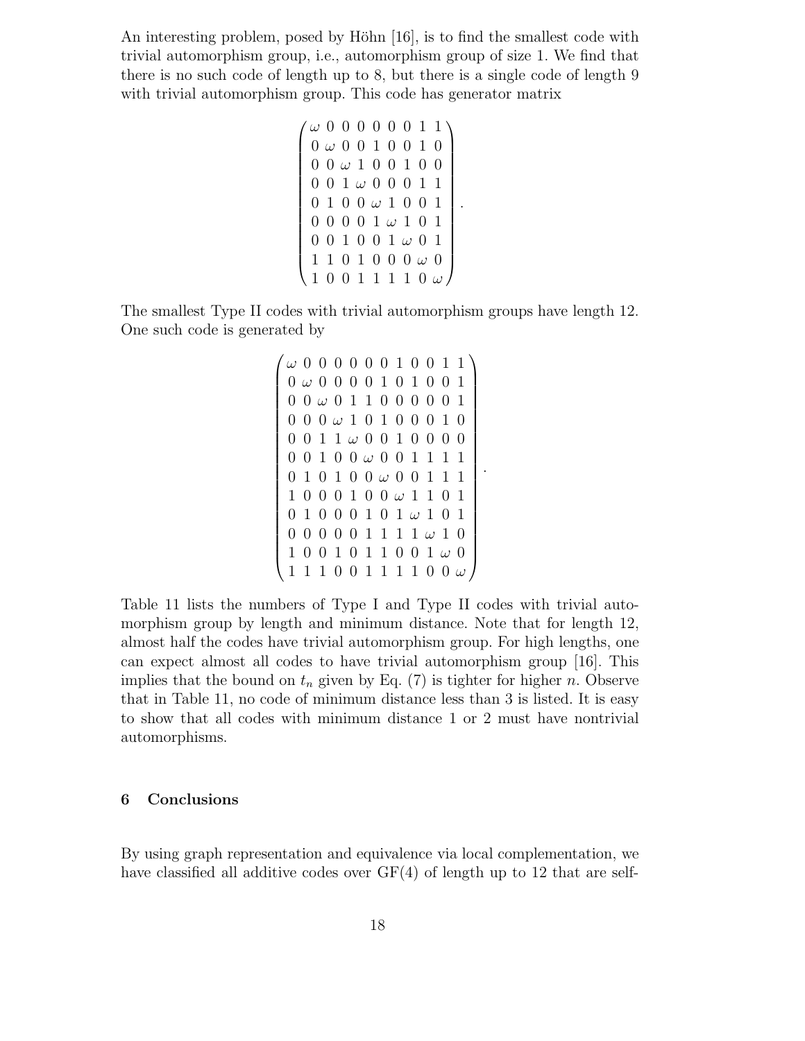An interesting problem, posed by Höhn [16], is to find the smallest code with trivial automorphism group, i.e., automorphism group of size 1. We find that there is no such code of length up to 8, but there is a single code of length 9 with trivial automorphism group. This code has generator matrix

$$\begin{pmatrix}
\omega & 0 & 0 & 0 & 0 & 0 & 0 & 1 & 1 \\
0 & \omega & 0 & 0 & 1 & 0 & 0 & 1 & 0 \\
0 & 0 & \omega & 1 & 0 & 0 & 1 & 0 & 0 \\
0 & 0 & 1 & \omega & 0 & 0 & 0 & 1 & 1 \\
0 & 1 & 0 & 0 & \omega & 1 & 0 & 0 & 1 \\
0 & 0 & 0 & 0 & 1 & \omega & 1 & 0 & 1 \\
0 & 0 & 1 & 0 & 0 & 1 & \omega & 0 & 1 \\
1 & 1 & 0 & 1 & 0 & 0 & 0 & \omega & 0 \\
1 & 0 & 0 & 1 & 1 & 1 & 1 & 0 & \omega
\end{pmatrix}.$$

The smallest Type II codes with trivial automorphism groups have length 12. One such code is generated by

$$\begin{pmatrix}
\omega & 0 & 0 & 0 & 0 & 0 & 0 & 1 & 0 & 0 & 1 & 1 \\
0 & \omega & 0 & 0 & 0 & 0 & 1 & 0 & 1 & 0 & 0 & 1 \\
0 & 0 & \omega & 0 & 1 & 1 & 0 & 0 & 0 & 0 & 0 & 1 \\
0 & 0 & 0 & \omega & 1 & 0 & 1 & 0 & 0 & 0 & 1 & 0 \\
0 & 0 & 1 & 1 & \omega & 0 & 0 & 1 & 0 & 0 & 0 & 0 \\
0 & 0 & 1 & 0 & 0 & \omega & 0 & 0 & 1 & 1 & 1 & 1 \\
0 & 1 & 0 & 1 & 0 & 0 & \omega & 0 & 0 & 1 & 1 & 1 \\
1 & 0 & 0 & 0 & 1 & 0 & 0 & \omega & 1 & 1 & 0 & 1 \\
0 & 1 & 0 & 0 & 0 & 1 & 0 & 1 & \omega & 1 & 0 & 1 \\
0 & 0 & 0 & 0 & 0 & 1 & 1 & 1 & 1 & \omega & 1 & 0 \\
1 & 0 & 0 & 1 & 0 & 1 & 1 & 0 & 0 & 1 & \omega & 0 \\
1 & 1 & 1 & 0 & 0 & 1 & 1 & 1 & 1 & 0 & 0 & \omega
\end{pmatrix}.$$

Table 11 lists the numbers of Type I and Type II codes with trivial automorphism group by length and minimum distance. Note that for length 12, almost half the codes have trivial automorphism group. For high lengths, one can expect almost all codes to have trivial automorphism group [16]. This implies that the bound on $t_n$ given by Eq. (7) is tighter for higher $n$. Observe that in Table 11, no code of minimum distance less than 3 is listed. It is easy to show that all codes with minimum distance 1 or 2 must have nontrivial automorphisms.

## 6 Conclusions

By using graph representation and equivalence via local complementation, we have classified all additive codes over GF(4) of length up to 12 that are self-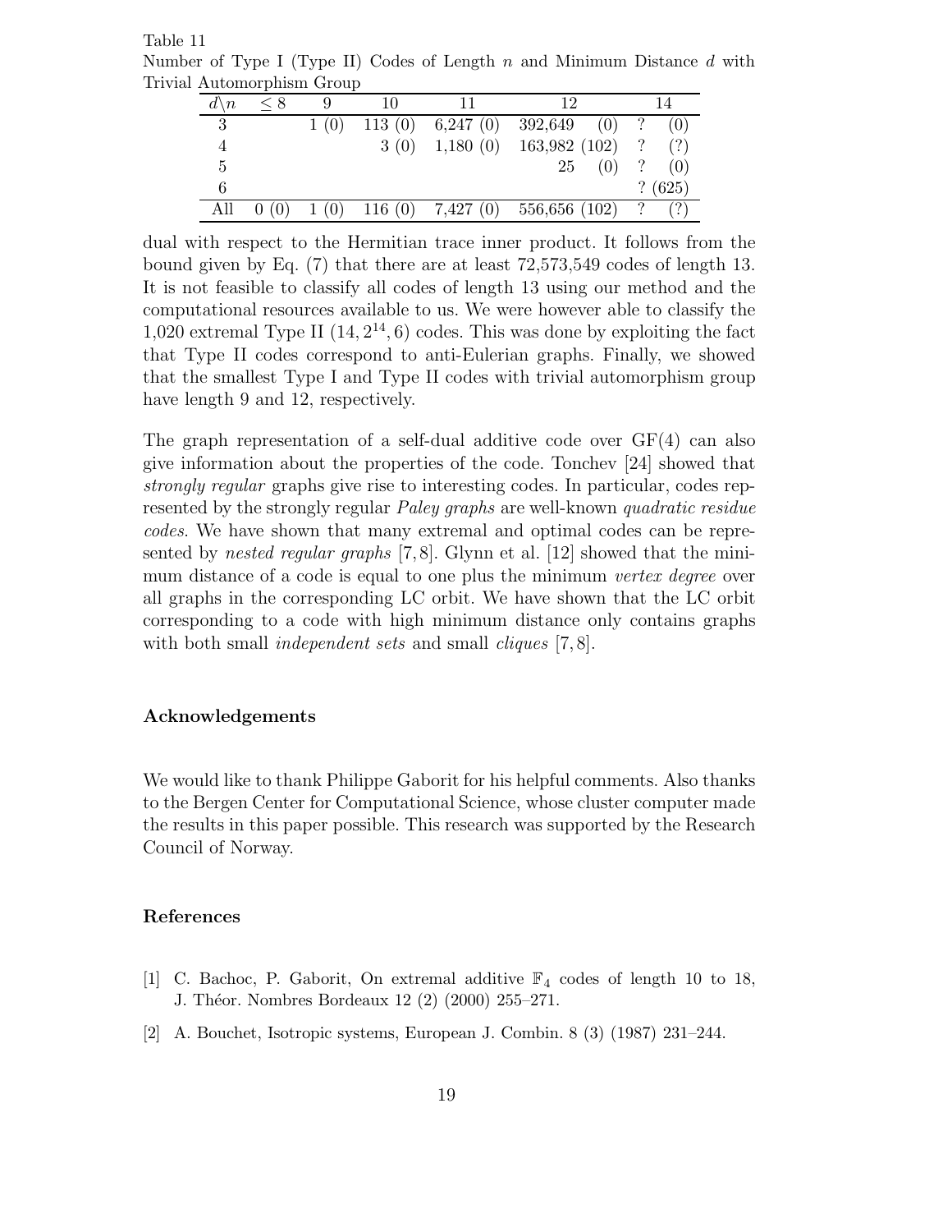Table 11
Number of Type I (Type II) Codes of Length $n$ and Minimum Distance $d$ with Trivial Automorphism Group

| $d \backslash n$ | $\leq 8$ | 9 | 10 | 11 | 12 | 14 |
|---|---|---|---|---|---|---|
| 3 | | 1 (0) | 113 (0) | 6,247 (0) | 392,649 (0) | ? (0) |
| 4 | | | 3 (0) | 1,180 (0) | 163,982 (102) | ? (?) |
| 5 | | | | | 25 (0) | ? (0) |
| 6 | | | | | | ? (625) |
| All | 0 (0) | 1 (0) | 116 (0) | 7,427 (0) | 556,656 (102) | ? (?) |

dual with respect to the Hermitian trace inner product. It follows from the bound given by Eq. (7) that there are at least 72,573,549 codes of length 13. It is not feasible to classify all codes of length 13 using our method and the computational resources available to us. We were however able to classify the 1,020 extremal Type II $(14, 2^{14}, 6)$ codes. This was done by exploiting the fact that Type II codes correspond to anti-Eulerian graphs. Finally, we showed that the smallest Type I and Type II codes with trivial automorphism group have length 9 and 12, respectively.

The graph representation of a self-dual additive code over GF(4) can also give information about the properties of the code. Tonchev [24] showed that *strongly regular* graphs give rise to interesting codes. In particular, codes represented by the strongly regular *Paley graphs* are well-known *quadratic residue codes*. We have shown that many extremal and optimal codes can be represented by *nested regular graphs* [7, 8]. Glynn et al. [12] showed that the minimum distance of a code is equal to one plus the minimum *vertex degree* over all graphs in the corresponding LC orbit. We have shown that the LC orbit corresponding to a code with high minimum distance only contains graphs with both small *independent sets* and small *cliques* [7, 8].

## Acknowledgements

We would like to thank Philippe Gaborit for his helpful comments. Also thanks to the Bergen Center for Computational Science, whose cluster computer made the results in this paper possible. This research was supported by the Research Council of Norway.

## References

[1] C. Bachoc, P. Gaborit, On extremal additive $\mathbb{F}_4$ codes of length 10 to 18, J. Théor. Nombres Bordeaux 12 (2) (2000) 255–271.

[2] A. Bouchet, Isotropic systems, European J. Combin. 8 (3) (1987) 231–244.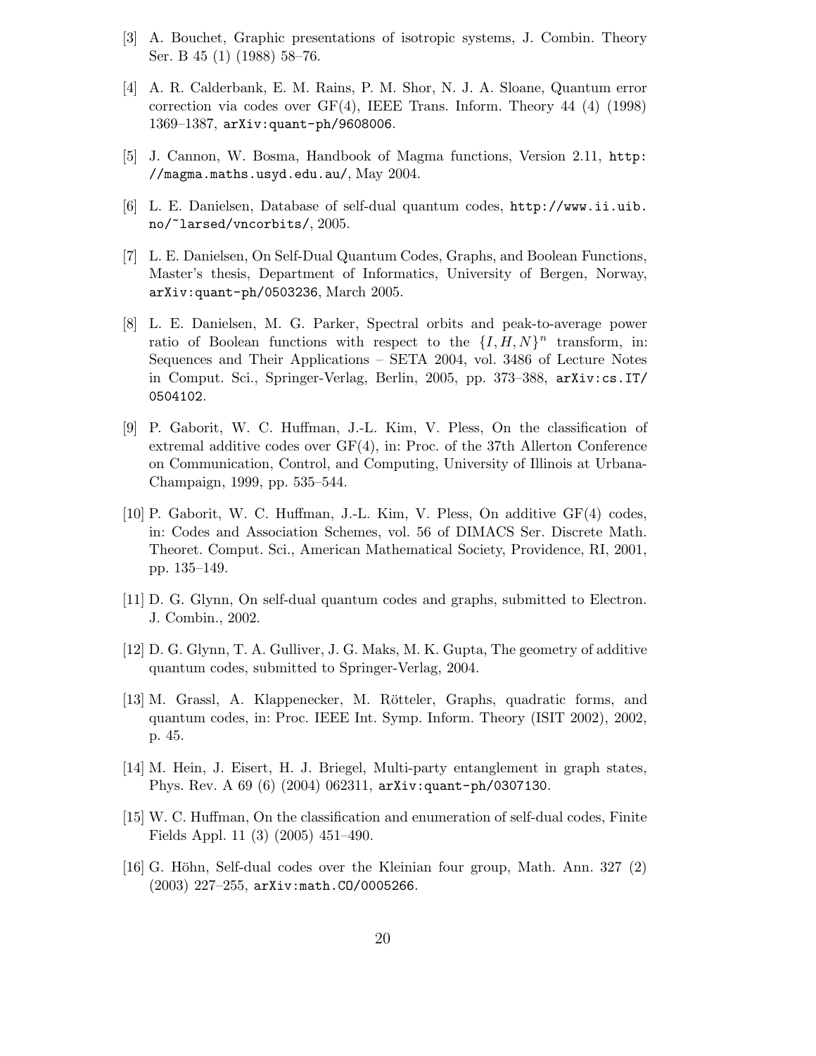[3] A. Bouchet, Graphic presentations of isotropic systems, J. Combin. Theory Ser. B 45 (1) (1988) 58–76.

[4] A. R. Calderbank, E. M. Rains, P. M. Shor, N. J. A. Sloane, Quantum error correction via codes over GF(4), IEEE Trans. Inform. Theory 44 (4) (1998) 1369–1387, arXiv:quant-ph/9608006.

[5] J. Cannon, W. Bosma, Handbook of Magma functions, Version 2.11, http://magma.maths.usyd.edu.au/, May 2004.

[6] L. E. Danielsen, Database of self-dual quantum codes, http://www.ii.uib.no/~larsed/vncorbits/, 2005.

[7] L. E. Danielsen, On Self-Dual Quantum Codes, Graphs, and Boolean Functions, Master's thesis, Department of Informatics, University of Bergen, Norway, arXiv:quant-ph/0503236, March 2005.

[8] L. E. Danielsen, M. G. Parker, Spectral orbits and peak-to-average power ratio of Boolean functions with respect to the $\{I, H, N\}^n$ transform, in: Sequences and Their Applications – SETA 2004, vol. 3486 of Lecture Notes in Comput. Sci., Springer-Verlag, Berlin, 2005, pp. 373–388, arXiv:cs.IT/0504102.

[9] P. Gaborit, W. C. Huffman, J.-L. Kim, V. Pless, On the classification of extremal additive codes over GF(4), in: Proc. of the 37th Allerton Conference on Communication, Control, and Computing, University of Illinois at Urbana-Champaign, 1999, pp. 535–544.

[10] P. Gaborit, W. C. Huffman, J.-L. Kim, V. Pless, On additive GF(4) codes, in: Codes and Association Schemes, vol. 56 of DIMACS Ser. Discrete Math. Theoret. Comput. Sci., American Mathematical Society, Providence, RI, 2001, pp. 135–149.

[11] D. G. Glynn, On self-dual quantum codes and graphs, submitted to Electron. J. Combin., 2002.

[12] D. G. Glynn, T. A. Gulliver, J. G. Maks, M. K. Gupta, The geometry of additive quantum codes, submitted to Springer-Verlag, 2004.

[13] M. Grassl, A. Klappenecker, M. Rötteler, Graphs, quadratic forms, and quantum codes, in: Proc. IEEE Int. Symp. Inform. Theory (ISIT 2002), 2002, p. 45.

[14] M. Hein, J. Eisert, H. J. Briegel, Multi-party entanglement in graph states, Phys. Rev. A 69 (6) (2004) 062311, arXiv:quant-ph/0307130.

[15] W. C. Huffman, On the classification and enumeration of self-dual codes, Finite Fields Appl. 11 (3) (2005) 451–490.

[16] G. Höhn, Self-dual codes over the Kleinian four group, Math. Ann. 327 (2) (2003) 227–255, arXiv:math.CO/0005266.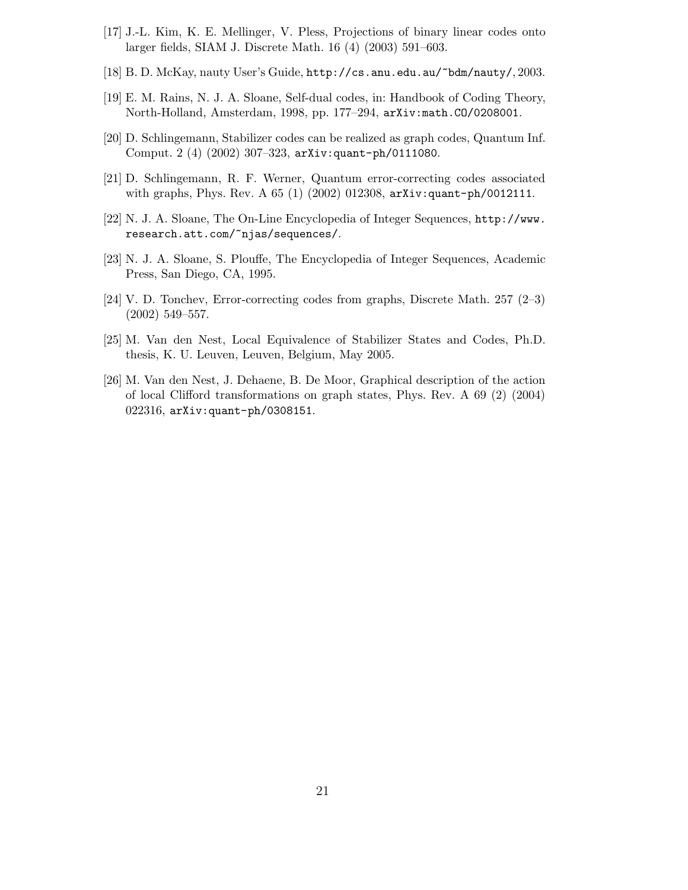[17] J.-L. Kim, K. E. Mellinger, V. Pless, Projections of binary linear codes onto larger fields, SIAM J. Discrete Math. 16 (4) (2003) 591–603.

[18] B. D. McKay, nauty User's Guide, `http://cs.anu.edu.au/~bdm/nauty/`, 2003.

[19] E. M. Rains, N. J. A. Sloane, Self-dual codes, in: Handbook of Coding Theory, North-Holland, Amsterdam, 1998, pp. 177–294, `arXiv:math.CO/0208001`.

[20] D. Schlingemann, Stabilizer codes can be realized as graph codes, Quantum Inf. Comput. 2 (4) (2002) 307–323, `arXiv:quant-ph/0111080`.

[21] D. Schlingemann, R. F. Werner, Quantum error-correcting codes associated with graphs, Phys. Rev. A 65 (1) (2002) 012308, `arXiv:quant-ph/0012111`.

[22] N. J. A. Sloane, The On-Line Encyclopedia of Integer Sequences, `http://www.research.att.com/~njas/sequences/`.

[23] N. J. A. Sloane, S. Plouffe, The Encyclopedia of Integer Sequences, Academic Press, San Diego, CA, 1995.

[24] V. D. Tonchev, Error-correcting codes from graphs, Discrete Math. 257 (2–3) (2002) 549–557.

[25] M. Van den Nest, Local Equivalence of Stabilizer States and Codes, Ph.D. thesis, K. U. Leuven, Leuven, Belgium, May 2005.

[26] M. Van den Nest, J. Dehaene, B. De Moor, Graphical description of the action of local Clifford transformations on graph states, Phys. Rev. A 69 (2) (2004) 022316, `arXiv:quant-ph/0308151`.